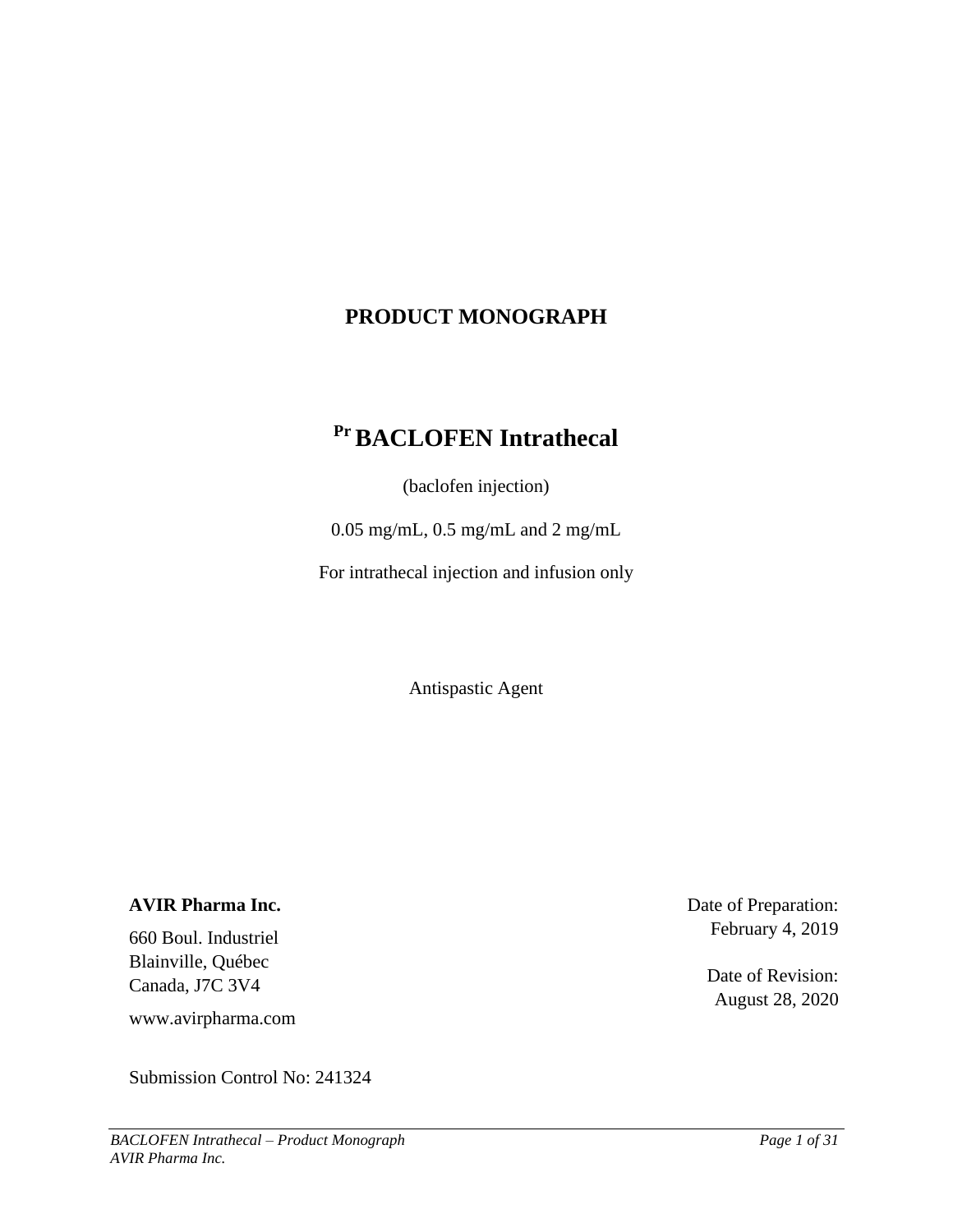# PRODUCT MONOGRAPH

## Pr BACLOFEN Intrathecal

(baclofen injection)

0.05 mg/mL, 0.5 mg/mL and 2 mg/mL

For intrathecal injection and infusion only

Antispastic Agent

**AVIR Pharma Inc.**

660 Boul. Industriel
Blainville, Québec
Canada, J7C 3V4

www.avirpharma.com

Date of Preparation:
February 4, 2019

Date of Revision:
August 28, 2020

Submission Control No: 241324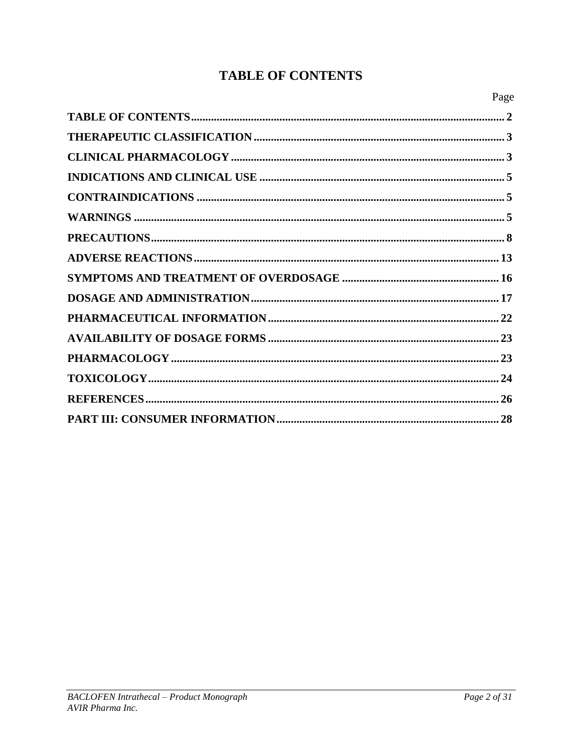# TABLE OF CONTENTS

| | Page |
|---|---|
| **TABLE OF CONTENTS** | **2** |
| **THERAPEUTIC CLASSIFICATION** | **3** |
| **CLINICAL PHARMACOLOGY** | **3** |
| **INDICATIONS AND CLINICAL USE** | **5** |
| **CONTRAINDICATIONS** | **5** |
| **WARNINGS** | **5** |
| **PRECAUTIONS** | **8** |
| **ADVERSE REACTIONS** | **13** |
| **SYMPTOMS AND TREATMENT OF OVERDOSAGE** | **16** |
| **DOSAGE AND ADMINISTRATION** | **17** |
| **PHARMACEUTICAL INFORMATION** | **22** |
| **AVAILABILITY OF DOSAGE FORMS** | **23** |
| **PHARMACOLOGY** | **23** |
| **TOXICOLOGY** | **24** |
| **REFERENCES** | **26** |
| **PART III: CONSUMER INFORMATION** | **28** |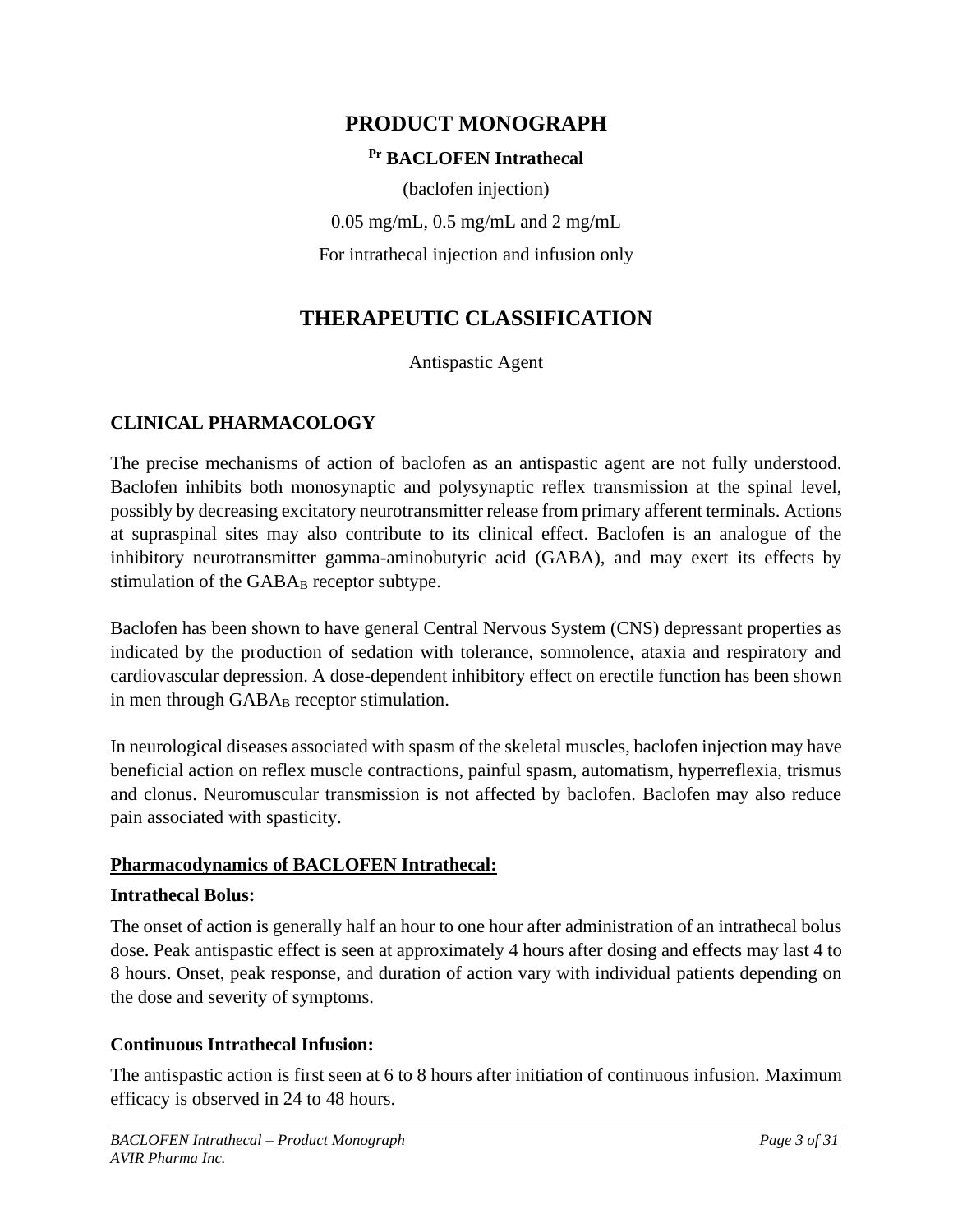# PRODUCT MONOGRAPH

## Pr BACLOFEN Intrathecal

(baclofen injection)

0.05 mg/mL, 0.5 mg/mL and 2 mg/mL

For intrathecal injection and infusion only

# THERAPEUTIC CLASSIFICATION

Antispastic Agent

## CLINICAL PHARMACOLOGY

The precise mechanisms of action of baclofen as an antispastic agent are not fully understood. Baclofen inhibits both monosynaptic and polysynaptic reflex transmission at the spinal level, possibly by decreasing excitatory neurotransmitter release from primary afferent terminals. Actions at supraspinal sites may also contribute to its clinical effect. Baclofen is an analogue of the inhibitory neurotransmitter gamma-aminobutyric acid (GABA), and may exert its effects by stimulation of the $GABA_B$ receptor subtype.

Baclofen has been shown to have general Central Nervous System (CNS) depressant properties as indicated by the production of sedation with tolerance, somnolence, ataxia and respiratory and cardiovascular depression. A dose-dependent inhibitory effect on erectile function has been shown in men through $GABA_B$ receptor stimulation.

In neurological diseases associated with spasm of the skeletal muscles, baclofen injection may have beneficial action on reflex muscle contractions, painful spasm, automatism, hyperreflexia, trismus and clonus. Neuromuscular transmission is not affected by baclofen. Baclofen may also reduce pain associated with spasticity.

### Pharmacodynamics of BACLOFEN Intrathecal:

**Intrathecal Bolus:**

The onset of action is generally half an hour to one hour after administration of an intrathecal bolus dose. Peak antispastic effect is seen at approximately 4 hours after dosing and effects may last 4 to 8 hours. Onset, peak response, and duration of action vary with individual patients depending on the dose and severity of symptoms.

**Continuous Intrathecal Infusion:**

The antispastic action is first seen at 6 to 8 hours after initiation of continuous infusion. Maximum efficacy is observed in 24 to 48 hours.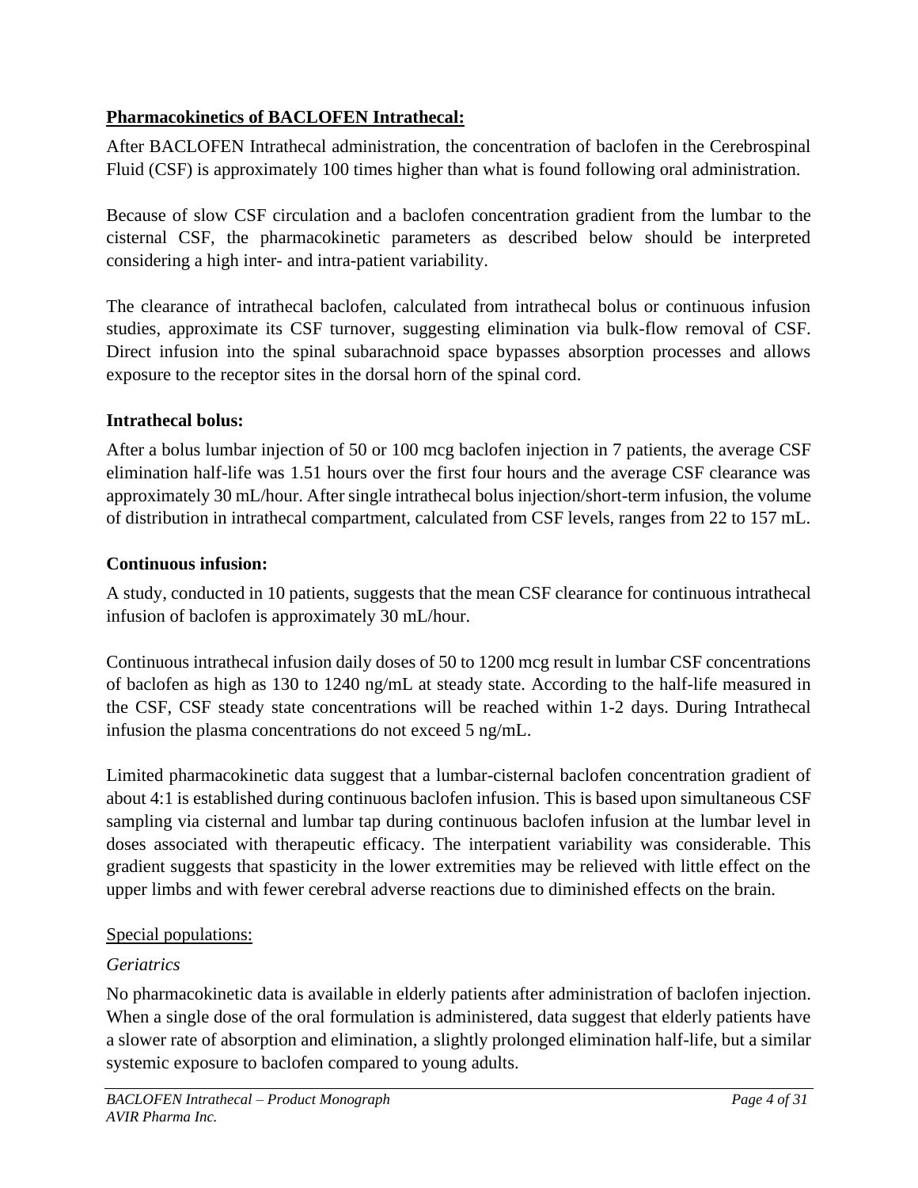## Pharmacokinetics of BACLOFEN Intrathecal:

After BACLOFEN Intrathecal administration, the concentration of baclofen in the Cerebrospinal Fluid (CSF) is approximately 100 times higher than what is found following oral administration.

Because of slow CSF circulation and a baclofen concentration gradient from the lumbar to the cisternal CSF, the pharmacokinetic parameters as described below should be interpreted considering a high inter- and intra-patient variability.

The clearance of intrathecal baclofen, calculated from intrathecal bolus or continuous infusion studies, approximate its CSF turnover, suggesting elimination via bulk-flow removal of CSF. Direct infusion into the spinal subarachnoid space bypasses absorption processes and allows exposure to the receptor sites in the dorsal horn of the spinal cord.

### Intrathecal bolus:

After a bolus lumbar injection of 50 or 100 mcg baclofen injection in 7 patients, the average CSF elimination half-life was 1.51 hours over the first four hours and the average CSF clearance was approximately 30 mL/hour. After single intrathecal bolus injection/short-term infusion, the volume of distribution in intrathecal compartment, calculated from CSF levels, ranges from 22 to 157 mL.

### Continuous infusion:

A study, conducted in 10 patients, suggests that the mean CSF clearance for continuous intrathecal infusion of baclofen is approximately 30 mL/hour.

Continuous intrathecal infusion daily doses of 50 to 1200 mcg result in lumbar CSF concentrations of baclofen as high as 130 to 1240 ng/mL at steady state. According to the half-life measured in the CSF, CSF steady state concentrations will be reached within 1-2 days. During Intrathecal infusion the plasma concentrations do not exceed 5 ng/mL.

Limited pharmacokinetic data suggest that a lumbar-cisternal baclofen concentration gradient of about 4:1 is established during continuous baclofen infusion. This is based upon simultaneous CSF sampling via cisternal and lumbar tap during continuous baclofen infusion at the lumbar level in doses associated with therapeutic efficacy. The interpatient variability was considerable. This gradient suggests that spasticity in the lower extremities may be relieved with little effect on the upper limbs and with fewer cerebral adverse reactions due to diminished effects on the brain.

Special populations:

*Geriatrics*

No pharmacokinetic data is available in elderly patients after administration of baclofen injection. When a single dose of the oral formulation is administered, data suggest that elderly patients have a slower rate of absorption and elimination, a slightly prolonged elimination half-life, but a similar systemic exposure to baclofen compared to young adults.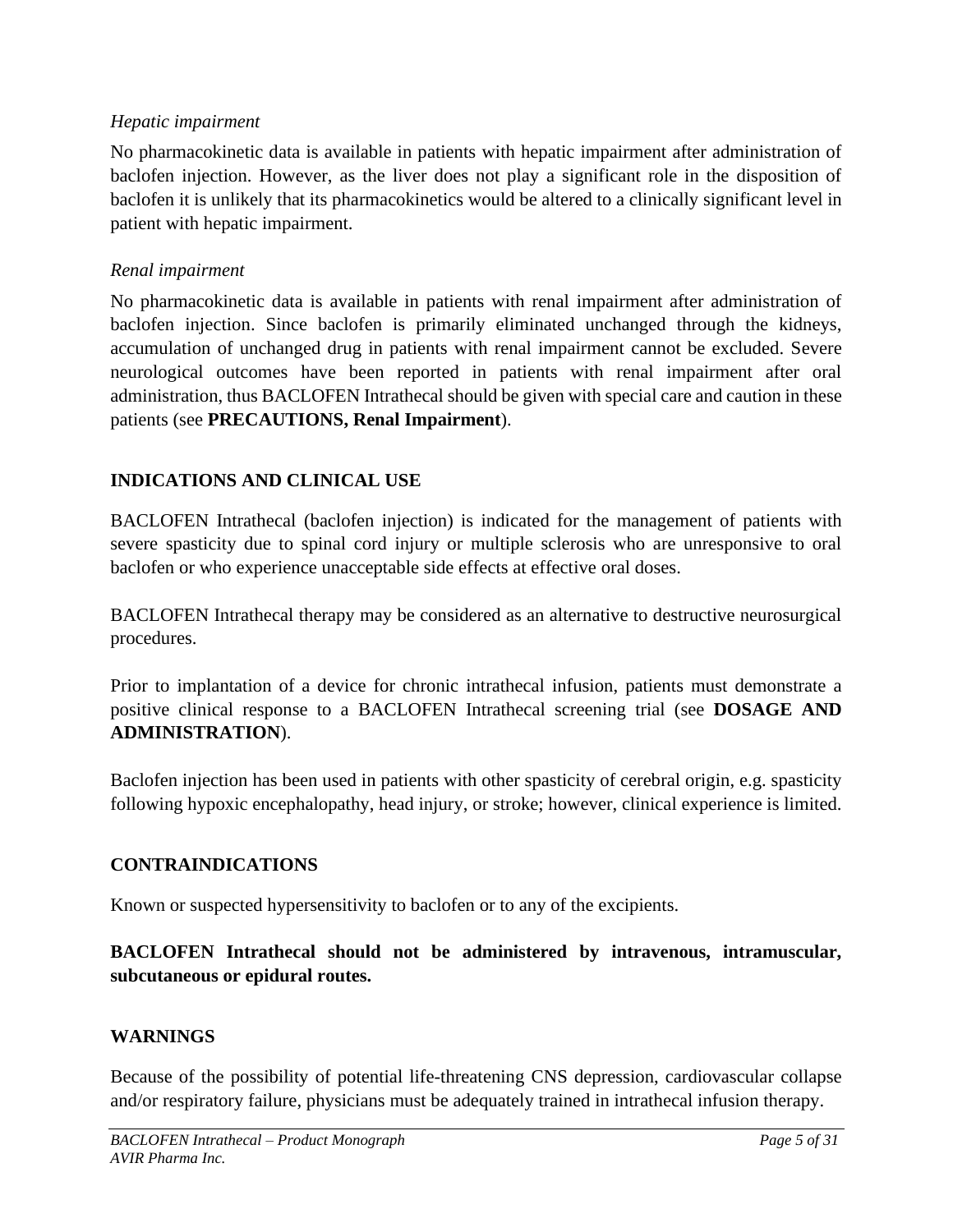*Hepatic impairment*

No pharmacokinetic data is available in patients with hepatic impairment after administration of baclofen injection. However, as the liver does not play a significant role in the disposition of baclofen it is unlikely that its pharmacokinetics would be altered to a clinically significant level in patient with hepatic impairment.

*Renal impairment*

No pharmacokinetic data is available in patients with renal impairment after administration of baclofen injection. Since baclofen is primarily eliminated unchanged through the kidneys, accumulation of unchanged drug in patients with renal impairment cannot be excluded. Severe neurological outcomes have been reported in patients with renal impairment after oral administration, thus BACLOFEN Intrathecal should be given with special care and caution in these patients (see **PRECAUTIONS, Renal Impairment**).

## INDICATIONS AND CLINICAL USE

BACLOFEN Intrathecal (baclofen injection) is indicated for the management of patients with severe spasticity due to spinal cord injury or multiple sclerosis who are unresponsive to oral baclofen or who experience unacceptable side effects at effective oral doses.

BACLOFEN Intrathecal therapy may be considered as an alternative to destructive neurosurgical procedures.

Prior to implantation of a device for chronic intrathecal infusion, patients must demonstrate a positive clinical response to a BACLOFEN Intrathecal screening trial (see **DOSAGE AND ADMINISTRATION**).

Baclofen injection has been used in patients with other spasticity of cerebral origin, e.g. spasticity following hypoxic encephalopathy, head injury, or stroke; however, clinical experience is limited.

## CONTRAINDICATIONS

Known or suspected hypersensitivity to baclofen or to any of the excipients.

**BACLOFEN Intrathecal should not be administered by intravenous, intramuscular, subcutaneous or epidural routes.**

## WARNINGS

Because of the possibility of potential life-threatening CNS depression, cardiovascular collapse and/or respiratory failure, physicians must be adequately trained in intrathecal infusion therapy.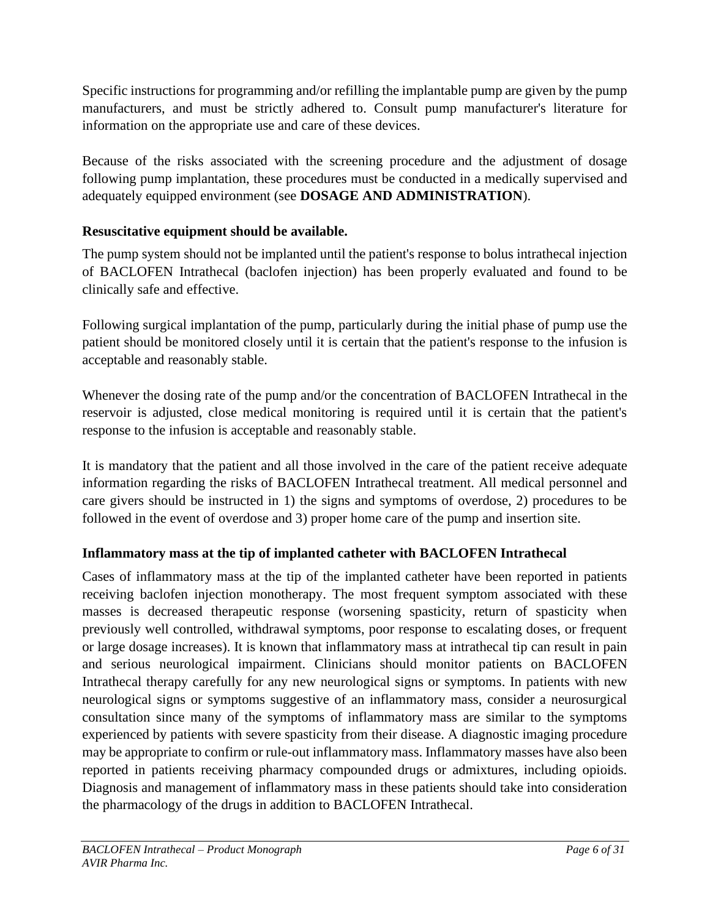Specific instructions for programming and/or refilling the implantable pump are given by the pump manufacturers, and must be strictly adhered to. Consult pump manufacturer's literature for information on the appropriate use and care of these devices.

Because of the risks associated with the screening procedure and the adjustment of dosage following pump implantation, these procedures must be conducted in a medically supervised and adequately equipped environment (see **DOSAGE AND ADMINISTRATION**).

**Resuscitative equipment should be available.**

The pump system should not be implanted until the patient's response to bolus intrathecal injection of BACLOFEN Intrathecal (baclofen injection) has been properly evaluated and found to be clinically safe and effective.

Following surgical implantation of the pump, particularly during the initial phase of pump use the patient should be monitored closely until it is certain that the patient's response to the infusion is acceptable and reasonably stable.

Whenever the dosing rate of the pump and/or the concentration of BACLOFEN Intrathecal in the reservoir is adjusted, close medical monitoring is required until it is certain that the patient's response to the infusion is acceptable and reasonably stable.

It is mandatory that the patient and all those involved in the care of the patient receive adequate information regarding the risks of BACLOFEN Intrathecal treatment. All medical personnel and care givers should be instructed in 1) the signs and symptoms of overdose, 2) procedures to be followed in the event of overdose and 3) proper home care of the pump and insertion site.

**Inflammatory mass at the tip of implanted catheter with BACLOFEN Intrathecal**

Cases of inflammatory mass at the tip of the implanted catheter have been reported in patients receiving baclofen injection monotherapy. The most frequent symptom associated with these masses is decreased therapeutic response (worsening spasticity, return of spasticity when previously well controlled, withdrawal symptoms, poor response to escalating doses, or frequent or large dosage increases). It is known that inflammatory mass at intrathecal tip can result in pain and serious neurological impairment. Clinicians should monitor patients on BACLOFEN Intrathecal therapy carefully for any new neurological signs or symptoms. In patients with new neurological signs or symptoms suggestive of an inflammatory mass, consider a neurosurgical consultation since many of the symptoms of inflammatory mass are similar to the symptoms experienced by patients with severe spasticity from their disease. A diagnostic imaging procedure may be appropriate to confirm or rule-out inflammatory mass. Inflammatory masses have also been reported in patients receiving pharmacy compounded drugs or admixtures, including opioids. Diagnosis and management of inflammatory mass in these patients should take into consideration the pharmacology of the drugs in addition to BACLOFEN Intrathecal.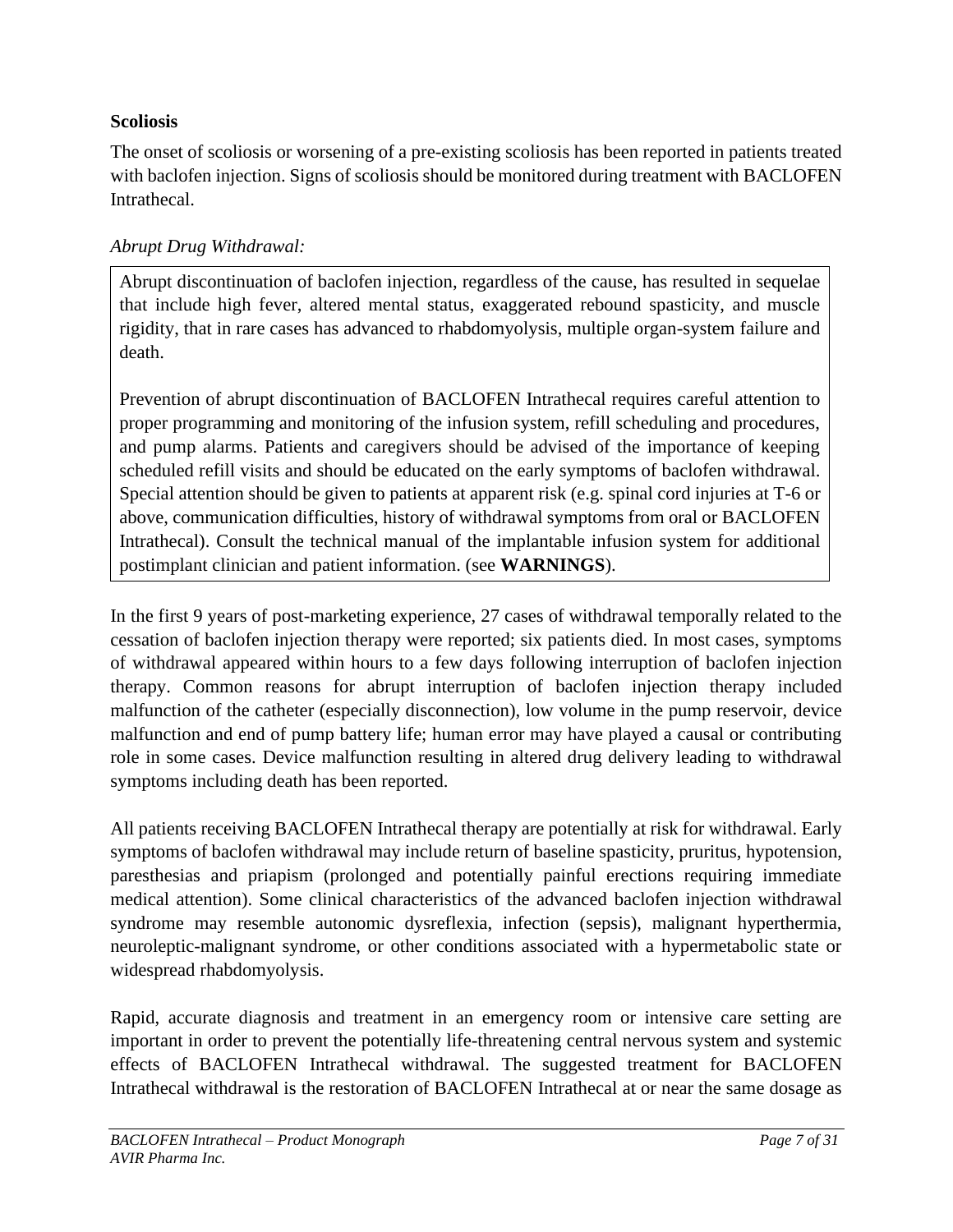**Scoliosis**

The onset of scoliosis or worsening of a pre-existing scoliosis has been reported in patients treated with baclofen injection. Signs of scoliosis should be monitored during treatment with BACLOFEN Intrathecal.

*Abrupt Drug Withdrawal:*

> Abrupt discontinuation of baclofen injection, regardless of the cause, has resulted in sequelae that include high fever, altered mental status, exaggerated rebound spasticity, and muscle rigidity, that in rare cases has advanced to rhabdomyolysis, multiple organ-system failure and death.
>
> Prevention of abrupt discontinuation of BACLOFEN Intrathecal requires careful attention to proper programming and monitoring of the infusion system, refill scheduling and procedures, and pump alarms. Patients and caregivers should be advised of the importance of keeping scheduled refill visits and should be educated on the early symptoms of baclofen withdrawal. Special attention should be given to patients at apparent risk (e.g. spinal cord injuries at T-6 or above, communication difficulties, history of withdrawal symptoms from oral or BACLOFEN Intrathecal). Consult the technical manual of the implantable infusion system for additional postimplant clinician and patient information. (see **WARNINGS**).

In the first 9 years of post-marketing experience, 27 cases of withdrawal temporally related to the cessation of baclofen injection therapy were reported; six patients died. In most cases, symptoms of withdrawal appeared within hours to a few days following interruption of baclofen injection therapy. Common reasons for abrupt interruption of baclofen injection therapy included malfunction of the catheter (especially disconnection), low volume in the pump reservoir, device malfunction and end of pump battery life; human error may have played a causal or contributing role in some cases. Device malfunction resulting in altered drug delivery leading to withdrawal symptoms including death has been reported.

All patients receiving BACLOFEN Intrathecal therapy are potentially at risk for withdrawal. Early symptoms of baclofen withdrawal may include return of baseline spasticity, pruritus, hypotension, paresthesias and priapism (prolonged and potentially painful erections requiring immediate medical attention). Some clinical characteristics of the advanced baclofen injection withdrawal syndrome may resemble autonomic dysreflexia, infection (sepsis), malignant hyperthermia, neuroleptic-malignant syndrome, or other conditions associated with a hypermetabolic state or widespread rhabdomyolysis.

Rapid, accurate diagnosis and treatment in an emergency room or intensive care setting are important in order to prevent the potentially life-threatening central nervous system and systemic effects of BACLOFEN Intrathecal withdrawal. The suggested treatment for BACLOFEN Intrathecal withdrawal is the restoration of BACLOFEN Intrathecal at or near the same dosage as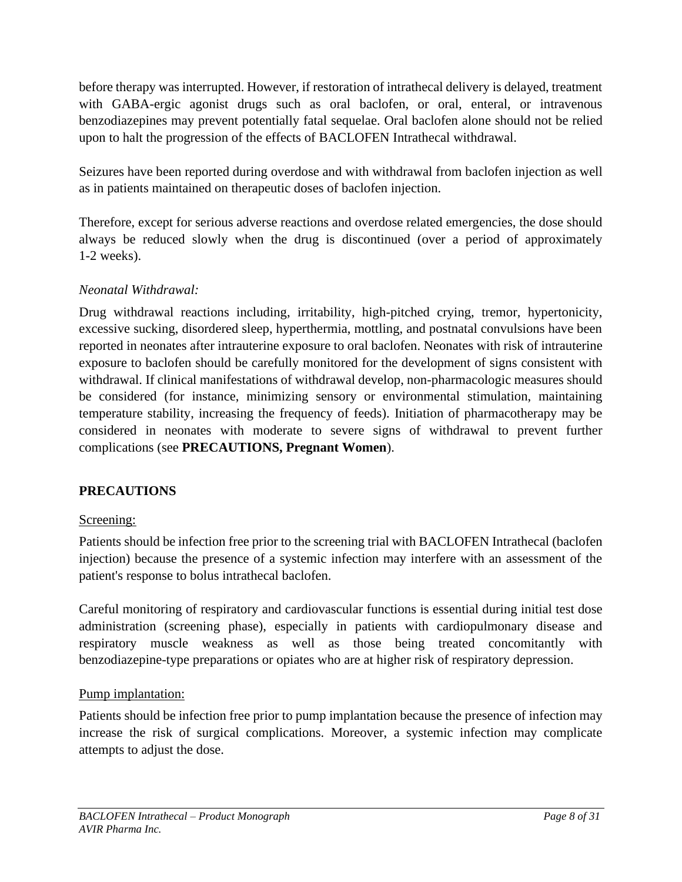before therapy was interrupted. However, if restoration of intrathecal delivery is delayed, treatment with GABA-ergic agonist drugs such as oral baclofen, or oral, enteral, or intravenous benzodiazepines may prevent potentially fatal sequelae. Oral baclofen alone should not be relied upon to halt the progression of the effects of BACLOFEN Intrathecal withdrawal.

Seizures have been reported during overdose and with withdrawal from baclofen injection as well as in patients maintained on therapeutic doses of baclofen injection.

Therefore, except for serious adverse reactions and overdose related emergencies, the dose should always be reduced slowly when the drug is discontinued (over a period of approximately 1-2 weeks).

*Neonatal Withdrawal:*

Drug withdrawal reactions including, irritability, high-pitched crying, tremor, hypertonicity, excessive sucking, disordered sleep, hyperthermia, mottling, and postnatal convulsions have been reported in neonates after intrauterine exposure to oral baclofen. Neonates with risk of intrauterine exposure to baclofen should be carefully monitored for the development of signs consistent with withdrawal. If clinical manifestations of withdrawal develop, non-pharmacologic measures should be considered (for instance, minimizing sensory or environmental stimulation, maintaining temperature stability, increasing the frequency of feeds). Initiation of pharmacotherapy may be considered in neonates with moderate to severe signs of withdrawal to prevent further complications (see **PRECAUTIONS, Pregnant Women**).

## PRECAUTIONS

Screening:

Patients should be infection free prior to the screening trial with BACLOFEN Intrathecal (baclofen injection) because the presence of a systemic infection may interfere with an assessment of the patient's response to bolus intrathecal baclofen.

Careful monitoring of respiratory and cardiovascular functions is essential during initial test dose administration (screening phase), especially in patients with cardiopulmonary disease and respiratory muscle weakness as well as those being treated concomitantly with benzodiazepine-type preparations or opiates who are at higher risk of respiratory depression.

Pump implantation:

Patients should be infection free prior to pump implantation because the presence of infection may increase the risk of surgical complications. Moreover, a systemic infection may complicate attempts to adjust the dose.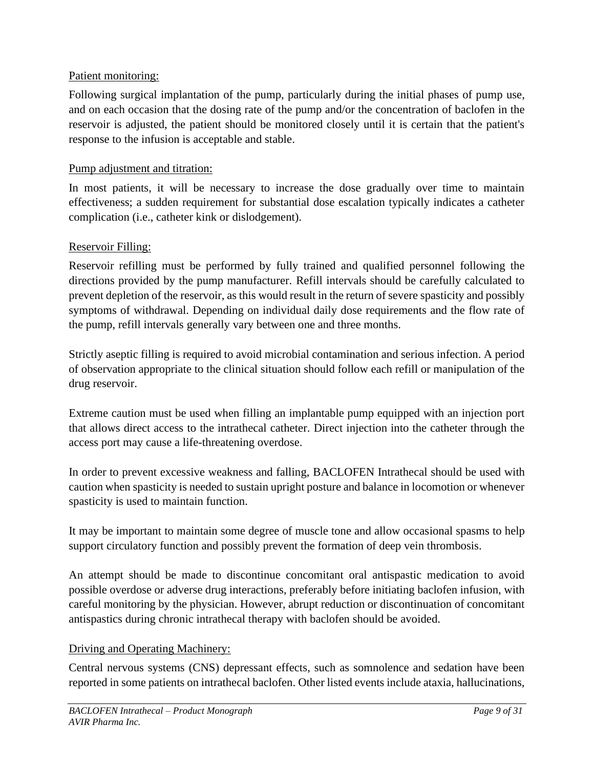Patient monitoring:

Following surgical implantation of the pump, particularly during the initial phases of pump use, and on each occasion that the dosing rate of the pump and/or the concentration of baclofen in the reservoir is adjusted, the patient should be monitored closely until it is certain that the patient's response to the infusion is acceptable and stable.

Pump adjustment and titration:

In most patients, it will be necessary to increase the dose gradually over time to maintain effectiveness; a sudden requirement for substantial dose escalation typically indicates a catheter complication (i.e., catheter kink or dislodgement).

Reservoir Filling:

Reservoir refilling must be performed by fully trained and qualified personnel following the directions provided by the pump manufacturer. Refill intervals should be carefully calculated to prevent depletion of the reservoir, as this would result in the return of severe spasticity and possibly symptoms of withdrawal. Depending on individual daily dose requirements and the flow rate of the pump, refill intervals generally vary between one and three months.

Strictly aseptic filling is required to avoid microbial contamination and serious infection. A period of observation appropriate to the clinical situation should follow each refill or manipulation of the drug reservoir.

Extreme caution must be used when filling an implantable pump equipped with an injection port that allows direct access to the intrathecal catheter. Direct injection into the catheter through the access port may cause a life-threatening overdose.

In order to prevent excessive weakness and falling, BACLOFEN Intrathecal should be used with caution when spasticity is needed to sustain upright posture and balance in locomotion or whenever spasticity is used to maintain function.

It may be important to maintain some degree of muscle tone and allow occasional spasms to help support circulatory function and possibly prevent the formation of deep vein thrombosis.

An attempt should be made to discontinue concomitant oral antispastic medication to avoid possible overdose or adverse drug interactions, preferably before initiating baclofen infusion, with careful monitoring by the physician. However, abrupt reduction or discontinuation of concomitant antispastics during chronic intrathecal therapy with baclofen should be avoided.

Driving and Operating Machinery:

Central nervous systems (CNS) depressant effects, such as somnolence and sedation have been reported in some patients on intrathecal baclofen. Other listed events include ataxia, hallucinations,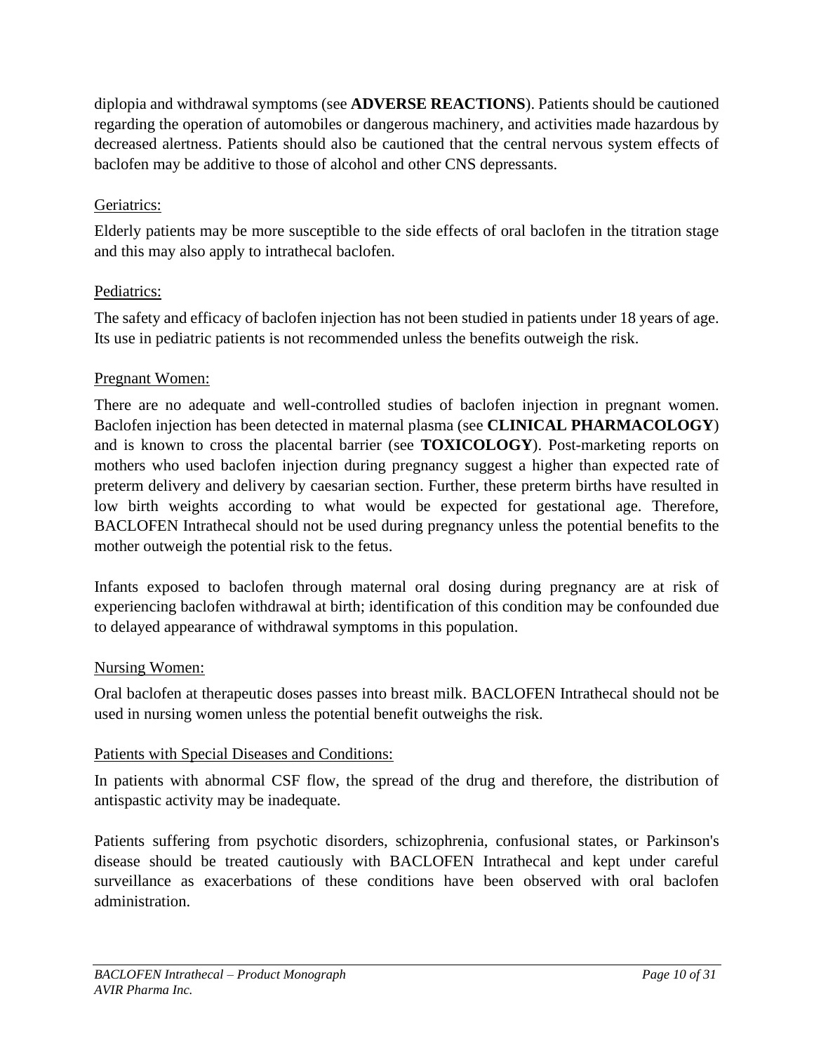diplopia and withdrawal symptoms (see **ADVERSE REACTIONS**). Patients should be cautioned regarding the operation of automobiles or dangerous machinery, and activities made hazardous by decreased alertness. Patients should also be cautioned that the central nervous system effects of baclofen may be additive to those of alcohol and other CNS depressants.

Geriatrics:

Elderly patients may be more susceptible to the side effects of oral baclofen in the titration stage and this may also apply to intrathecal baclofen.

Pediatrics:

The safety and efficacy of baclofen injection has not been studied in patients under 18 years of age. Its use in pediatric patients is not recommended unless the benefits outweigh the risk.

Pregnant Women:

There are no adequate and well-controlled studies of baclofen injection in pregnant women. Baclofen injection has been detected in maternal plasma (see **CLINICAL PHARMACOLOGY**) and is known to cross the placental barrier (see **TOXICOLOGY**). Post-marketing reports on mothers who used baclofen injection during pregnancy suggest a higher than expected rate of preterm delivery and delivery by caesarian section. Further, these preterm births have resulted in low birth weights according to what would be expected for gestational age. Therefore, BACLOFEN Intrathecal should not be used during pregnancy unless the potential benefits to the mother outweigh the potential risk to the fetus.

Infants exposed to baclofen through maternal oral dosing during pregnancy are at risk of experiencing baclofen withdrawal at birth; identification of this condition may be confounded due to delayed appearance of withdrawal symptoms in this population.

Nursing Women:

Oral baclofen at therapeutic doses passes into breast milk. BACLOFEN Intrathecal should not be used in nursing women unless the potential benefit outweighs the risk.

Patients with Special Diseases and Conditions:

In patients with abnormal CSF flow, the spread of the drug and therefore, the distribution of antispastic activity may be inadequate.

Patients suffering from psychotic disorders, schizophrenia, confusional states, or Parkinson's disease should be treated cautiously with BACLOFEN Intrathecal and kept under careful surveillance as exacerbations of these conditions have been observed with oral baclofen administration.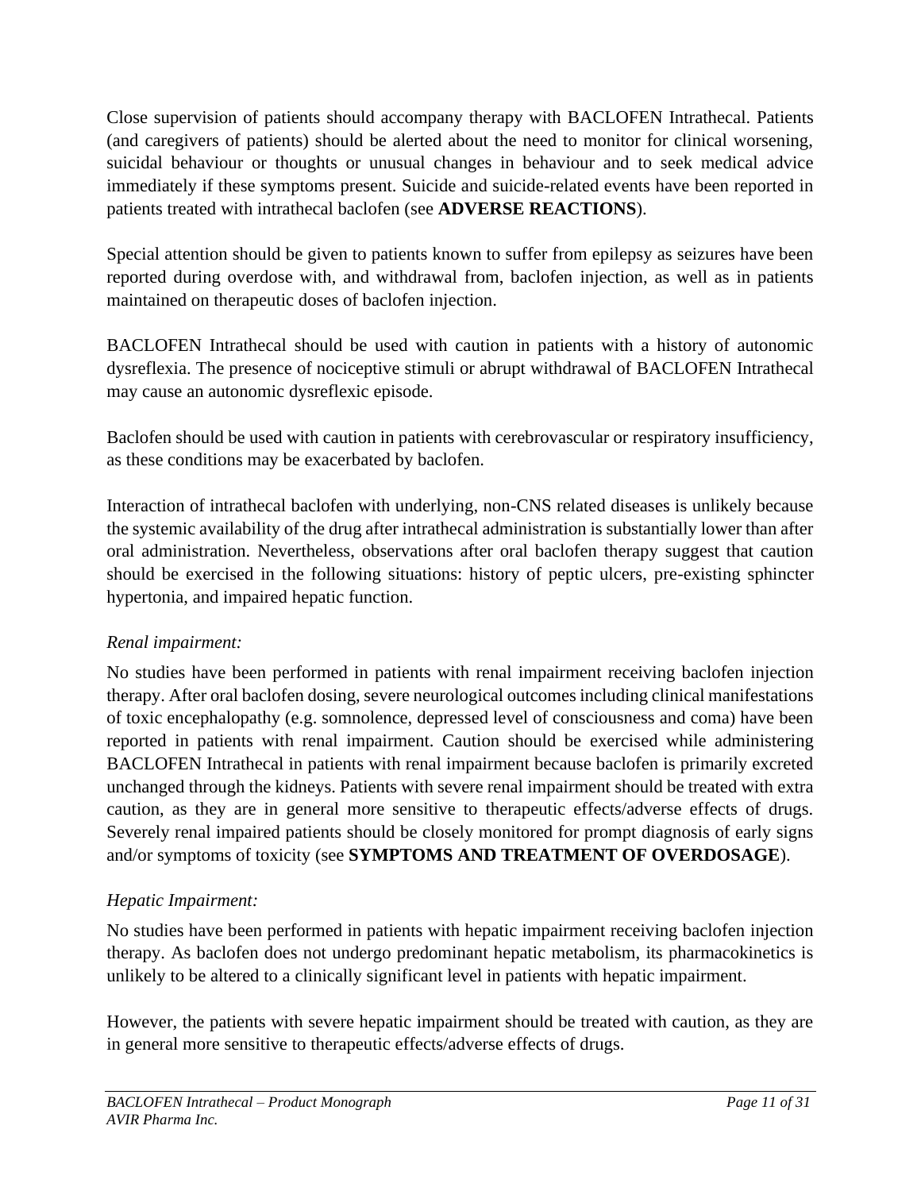Close supervision of patients should accompany therapy with BACLOFEN Intrathecal. Patients (and caregivers of patients) should be alerted about the need to monitor for clinical worsening, suicidal behaviour or thoughts or unusual changes in behaviour and to seek medical advice immediately if these symptoms present. Suicide and suicide-related events have been reported in patients treated with intrathecal baclofen (see **ADVERSE REACTIONS**).

Special attention should be given to patients known to suffer from epilepsy as seizures have been reported during overdose with, and withdrawal from, baclofen injection, as well as in patients maintained on therapeutic doses of baclofen injection.

BACLOFEN Intrathecal should be used with caution in patients with a history of autonomic dysreflexia. The presence of nociceptive stimuli or abrupt withdrawal of BACLOFEN Intrathecal may cause an autonomic dysreflexic episode.

Baclofen should be used with caution in patients with cerebrovascular or respiratory insufficiency, as these conditions may be exacerbated by baclofen.

Interaction of intrathecal baclofen with underlying, non-CNS related diseases is unlikely because the systemic availability of the drug after intrathecal administration is substantially lower than after oral administration. Nevertheless, observations after oral baclofen therapy suggest that caution should be exercised in the following situations: history of peptic ulcers, pre-existing sphincter hypertonia, and impaired hepatic function.

*Renal impairment:*

No studies have been performed in patients with renal impairment receiving baclofen injection therapy. After oral baclofen dosing, severe neurological outcomes including clinical manifestations of toxic encephalopathy (e.g. somnolence, depressed level of consciousness and coma) have been reported in patients with renal impairment. Caution should be exercised while administering BACLOFEN Intrathecal in patients with renal impairment because baclofen is primarily excreted unchanged through the kidneys. Patients with severe renal impairment should be treated with extra caution, as they are in general more sensitive to therapeutic effects/adverse effects of drugs. Severely renal impaired patients should be closely monitored for prompt diagnosis of early signs and/or symptoms of toxicity (see **SYMPTOMS AND TREATMENT OF OVERDOSAGE**).

*Hepatic Impairment:*

No studies have been performed in patients with hepatic impairment receiving baclofen injection therapy. As baclofen does not undergo predominant hepatic metabolism, its pharmacokinetics is unlikely to be altered to a clinically significant level in patients with hepatic impairment.

However, the patients with severe hepatic impairment should be treated with caution, as they are in general more sensitive to therapeutic effects/adverse effects of drugs.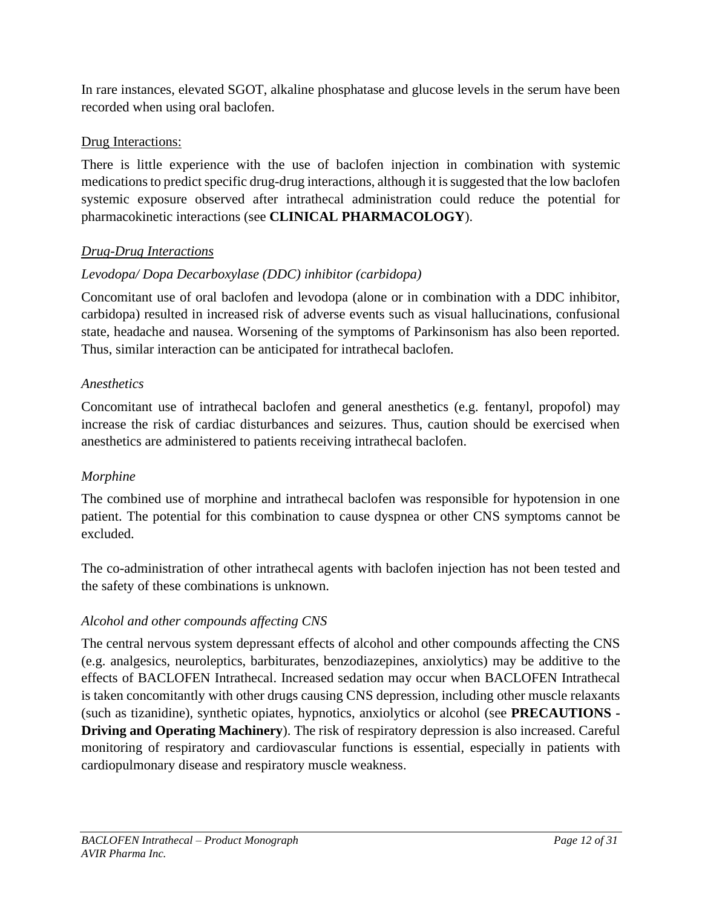In rare instances, elevated SGOT, alkaline phosphatase and glucose levels in the serum have been recorded when using oral baclofen.

Drug Interactions:

There is little experience with the use of baclofen injection in combination with systemic medications to predict specific drug-drug interactions, although it is suggested that the low baclofen systemic exposure observed after intrathecal administration could reduce the potential for pharmacokinetic interactions (see **CLINICAL PHARMACOLOGY**).

*Drug-Drug Interactions*

*Levodopa/ Dopa Decarboxylase (DDC) inhibitor (carbidopa)*

Concomitant use of oral baclofen and levodopa (alone or in combination with a DDC inhibitor, carbidopa) resulted in increased risk of adverse events such as visual hallucinations, confusional state, headache and nausea. Worsening of the symptoms of Parkinsonism has also been reported. Thus, similar interaction can be anticipated for intrathecal baclofen.

*Anesthetics*

Concomitant use of intrathecal baclofen and general anesthetics (e.g. fentanyl, propofol) may increase the risk of cardiac disturbances and seizures. Thus, caution should be exercised when anesthetics are administered to patients receiving intrathecal baclofen.

*Morphine*

The combined use of morphine and intrathecal baclofen was responsible for hypotension in one patient. The potential for this combination to cause dyspnea or other CNS symptoms cannot be excluded.

The co-administration of other intrathecal agents with baclofen injection has not been tested and the safety of these combinations is unknown.

*Alcohol and other compounds affecting CNS*

The central nervous system depressant effects of alcohol and other compounds affecting the CNS (e.g. analgesics, neuroleptics, barbiturates, benzodiazepines, anxiolytics) may be additive to the effects of BACLOFEN Intrathecal. Increased sedation may occur when BACLOFEN Intrathecal is taken concomitantly with other drugs causing CNS depression, including other muscle relaxants (such as tizanidine), synthetic opiates, hypnotics, anxiolytics or alcohol (see **PRECAUTIONS - Driving and Operating Machinery**). The risk of respiratory depression is also increased. Careful monitoring of respiratory and cardiovascular functions is essential, especially in patients with cardiopulmonary disease and respiratory muscle weakness.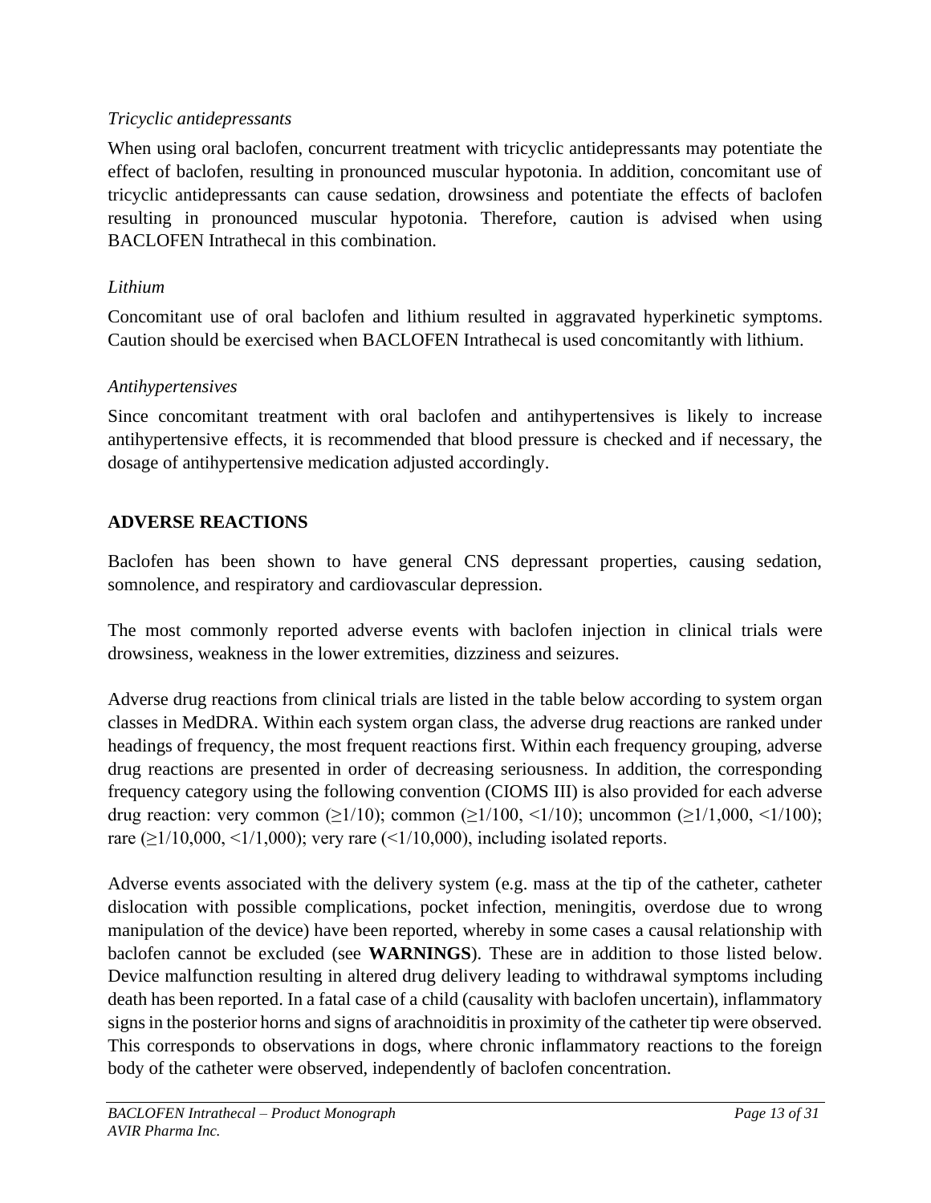*Tricyclic antidepressants*

When using oral baclofen, concurrent treatment with tricyclic antidepressants may potentiate the effect of baclofen, resulting in pronounced muscular hypotonia. In addition, concomitant use of tricyclic antidepressants can cause sedation, drowsiness and potentiate the effects of baclofen resulting in pronounced muscular hypotonia. Therefore, caution is advised when using BACLOFEN Intrathecal in this combination.

*Lithium*

Concomitant use of oral baclofen and lithium resulted in aggravated hyperkinetic symptoms. Caution should be exercised when BACLOFEN Intrathecal is used concomitantly with lithium.

*Antihypertensives*

Since concomitant treatment with oral baclofen and antihypertensives is likely to increase antihypertensive effects, it is recommended that blood pressure is checked and if necessary, the dosage of antihypertensive medication adjusted accordingly.

## ADVERSE REACTIONS

Baclofen has been shown to have general CNS depressant properties, causing sedation, somnolence, and respiratory and cardiovascular depression.

The most commonly reported adverse events with baclofen injection in clinical trials were drowsiness, weakness in the lower extremities, dizziness and seizures.

Adverse drug reactions from clinical trials are listed in the table below according to system organ classes in MedDRA. Within each system organ class, the adverse drug reactions are ranked under headings of frequency, the most frequent reactions first. Within each frequency grouping, adverse drug reactions are presented in order of decreasing seriousness. In addition, the corresponding frequency category using the following convention (CIOMS III) is also provided for each adverse drug reaction: very common (≥1/10); common (≥1/100, <1/10); uncommon (≥1/1,000, <1/100); rare (≥1/10,000, <1/1,000); very rare (<1/10,000), including isolated reports.

Adverse events associated with the delivery system (e.g. mass at the tip of the catheter, catheter dislocation with possible complications, pocket infection, meningitis, overdose due to wrong manipulation of the device) have been reported, whereby in some cases a causal relationship with baclofen cannot be excluded (see **WARNINGS**). These are in addition to those listed below. Device malfunction resulting in altered drug delivery leading to withdrawal symptoms including death has been reported. In a fatal case of a child (causality with baclofen uncertain), inflammatory signs in the posterior horns and signs of arachnoiditis in proximity of the catheter tip were observed. This corresponds to observations in dogs, where chronic inflammatory reactions to the foreign body of the catheter were observed, independently of baclofen concentration.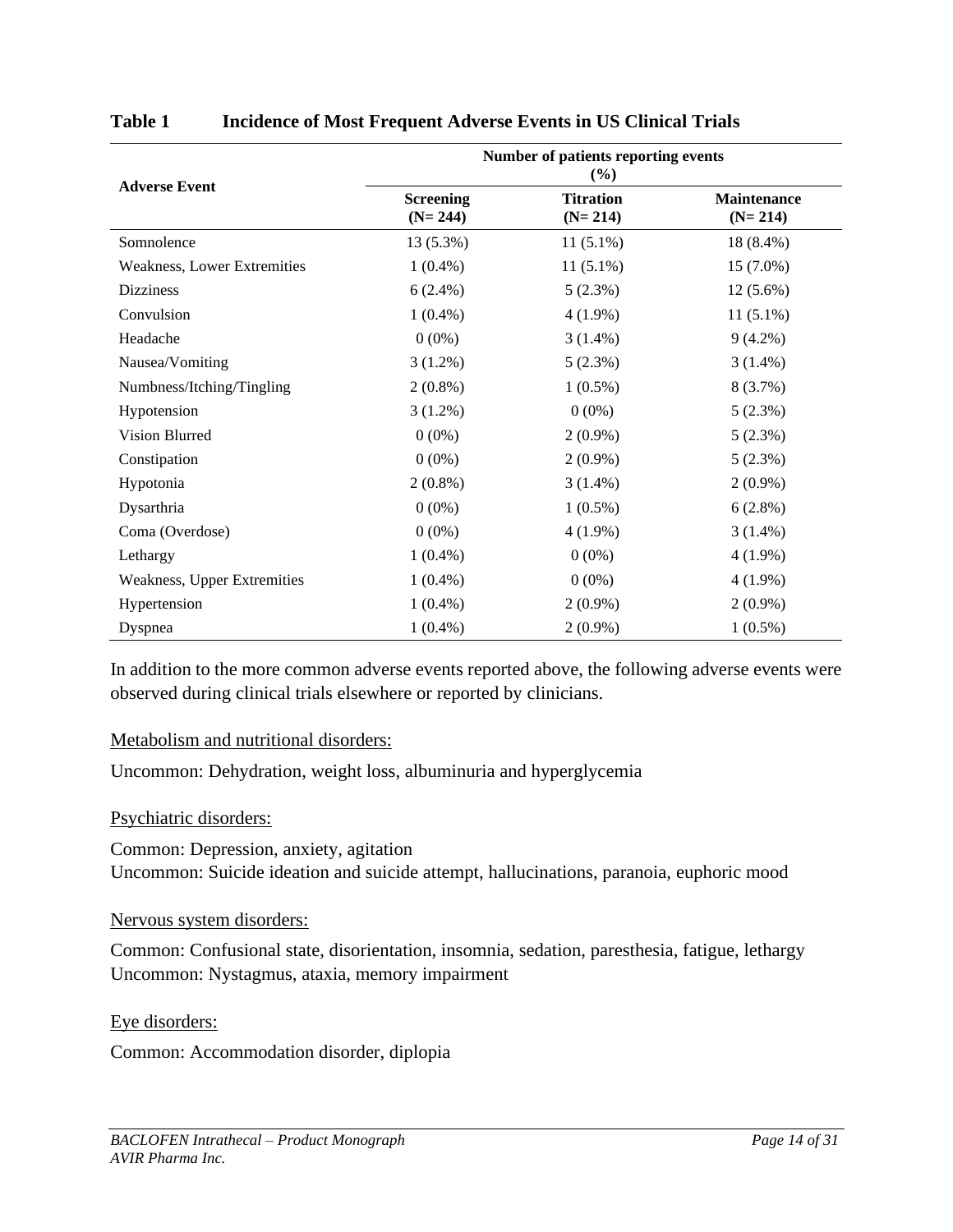**Table 1 Incidence of Most Frequent Adverse Events in US Clinical Trials**

| Adverse Event | Number of patients reporting events (%) | | |
|---|---|---|---|
| | **Screening (N= 244)** | **Titration (N= 214)** | **Maintenance (N= 214)** |
| Somnolence | 13 (5.3%) | 11 (5.1%) | 18 (8.4%) |
| Weakness, Lower Extremities | 1 (0.4%) | 11 (5.1%) | 15 (7.0%) |
| Dizziness | 6 (2.4%) | 5 (2.3%) | 12 (5.6%) |
| Convulsion | 1 (0.4%) | 4 (1.9%) | 11 (5.1%) |
| Headache | 0 (0%) | 3 (1.4%) | 9 (4.2%) |
| Nausea/Vomiting | 3 (1.2%) | 5 (2.3%) | 3 (1.4%) |
| Numbness/Itching/Tingling | 2 (0.8%) | 1 (0.5%) | 8 (3.7%) |
| Hypotension | 3 (1.2%) | 0 (0%) | 5 (2.3%) |
| Vision Blurred | 0 (0%) | 2 (0.9%) | 5 (2.3%) |
| Constipation | 0 (0%) | 2 (0.9%) | 5 (2.3%) |
| Hypotonia | 2 (0.8%) | 3 (1.4%) | 2 (0.9%) |
| Dysarthria | 0 (0%) | 1 (0.5%) | 6 (2.8%) |
| Coma (Overdose) | 0 (0%) | 4 (1.9%) | 3 (1.4%) |
| Lethargy | 1 (0.4%) | 0 (0%) | 4 (1.9%) |
| Weakness, Upper Extremities | 1 (0.4%) | 0 (0%) | 4 (1.9%) |
| Hypertension | 1 (0.4%) | 2 (0.9%) | 2 (0.9%) |
| Dyspnea | 1 (0.4%) | 2 (0.9%) | 1 (0.5%) |

In addition to the more common adverse events reported above, the following adverse events were observed during clinical trials elsewhere or reported by clinicians.

Metabolism and nutritional disorders:

Uncommon: Dehydration, weight loss, albuminuria and hyperglycemia

Psychiatric disorders:

Common: Depression, anxiety, agitation
Uncommon: Suicide ideation and suicide attempt, hallucinations, paranoia, euphoric mood

Nervous system disorders:

Common: Confusional state, disorientation, insomnia, sedation, paresthesia, fatigue, lethargy
Uncommon: Nystagmus, ataxia, memory impairment

Eye disorders:

Common: Accommodation disorder, diplopia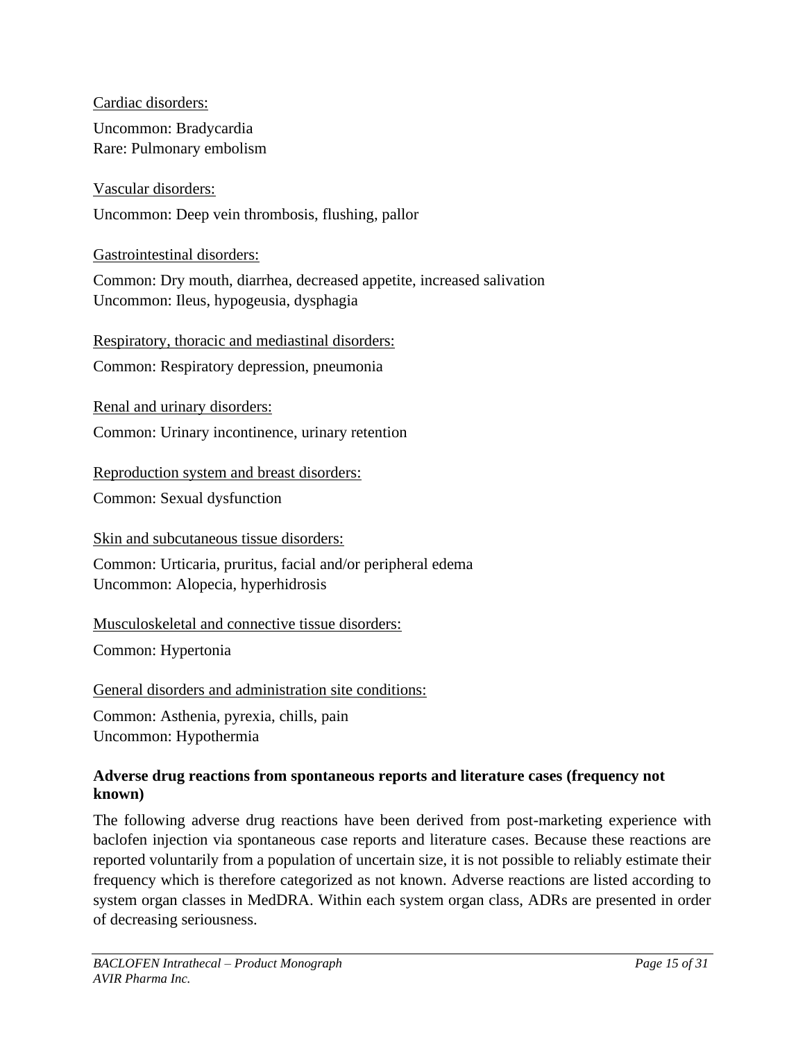Cardiac disorders:

Uncommon: Bradycardia
Rare: Pulmonary embolism

Vascular disorders:

Uncommon: Deep vein thrombosis, flushing, pallor

Gastrointestinal disorders:

Common: Dry mouth, diarrhea, decreased appetite, increased salivation
Uncommon: Ileus, hypogeusia, dysphagia

Respiratory, thoracic and mediastinal disorders:

Common: Respiratory depression, pneumonia

Renal and urinary disorders:

Common: Urinary incontinence, urinary retention

Reproduction system and breast disorders:

Common: Sexual dysfunction

Skin and subcutaneous tissue disorders:

Common: Urticaria, pruritus, facial and/or peripheral edema
Uncommon: Alopecia, hyperhidrosis

Musculoskeletal and connective tissue disorders:

Common: Hypertonia

General disorders and administration site conditions:

Common: Asthenia, pyrexia, chills, pain
Uncommon: Hypothermia

**Adverse drug reactions from spontaneous reports and literature cases (frequency not known)**

The following adverse drug reactions have been derived from post-marketing experience with baclofen injection via spontaneous case reports and literature cases. Because these reactions are reported voluntarily from a population of uncertain size, it is not possible to reliably estimate their frequency which is therefore categorized as not known. Adverse reactions are listed according to system organ classes in MedDRA. Within each system organ class, ADRs are presented in order of decreasing seriousness.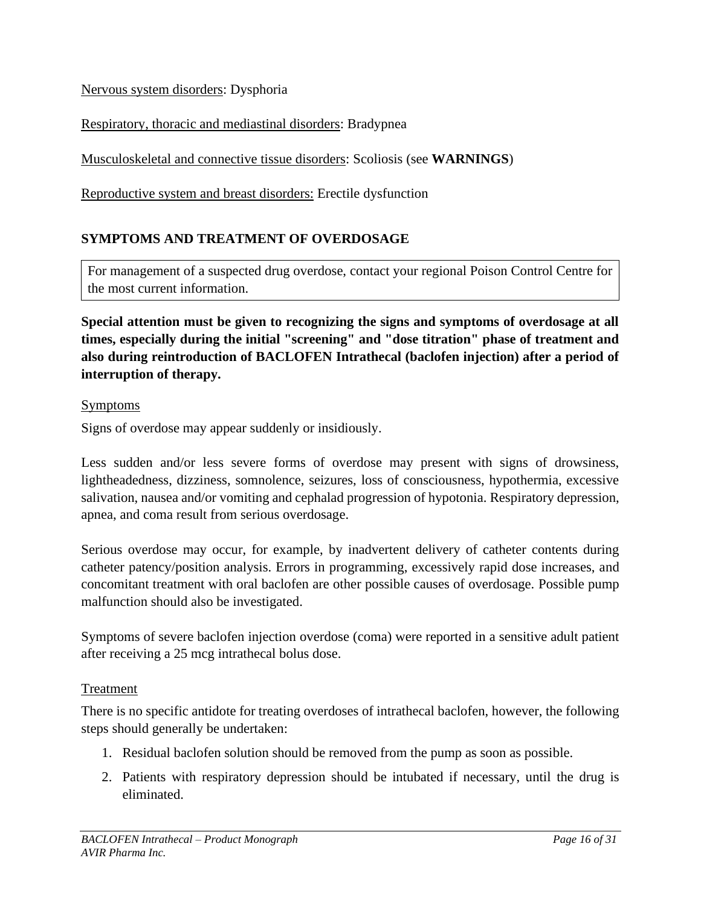Nervous system disorders: Dysphoria

Respiratory, thoracic and mediastinal disorders: Bradypnea

Musculoskeletal and connective tissue disorders: Scoliosis (see **WARNINGS**)

Reproductive system and breast disorders: Erectile dysfunction

## SYMPTOMS AND TREATMENT OF OVERDOSAGE

For management of a suspected drug overdose, contact your regional Poison Control Centre for the most current information.

**Special attention must be given to recognizing the signs and symptoms of overdosage at all times, especially during the initial "screening" and "dose titration" phase of treatment and also during reintroduction of BACLOFEN Intrathecal (baclofen injection) after a period of interruption of therapy.**

### Symptoms

Signs of overdose may appear suddenly or insidiously.

Less sudden and/or less severe forms of overdose may present with signs of drowsiness, lightheadedness, dizziness, somnolence, seizures, loss of consciousness, hypothermia, excessive salivation, nausea and/or vomiting and cephalad progression of hypotonia. Respiratory depression, apnea, and coma result from serious overdosage.

Serious overdose may occur, for example, by inadvertent delivery of catheter contents during catheter patency/position analysis. Errors in programming, excessively rapid dose increases, and concomitant treatment with oral baclofen are other possible causes of overdosage. Possible pump malfunction should also be investigated.

Symptoms of severe baclofen injection overdose (coma) were reported in a sensitive adult patient after receiving a 25 mcg intrathecal bolus dose.

### Treatment

There is no specific antidote for treating overdoses of intrathecal baclofen, however, the following steps should generally be undertaken:

1. Residual baclofen solution should be removed from the pump as soon as possible.
2. Patients with respiratory depression should be intubated if necessary, until the drug is eliminated.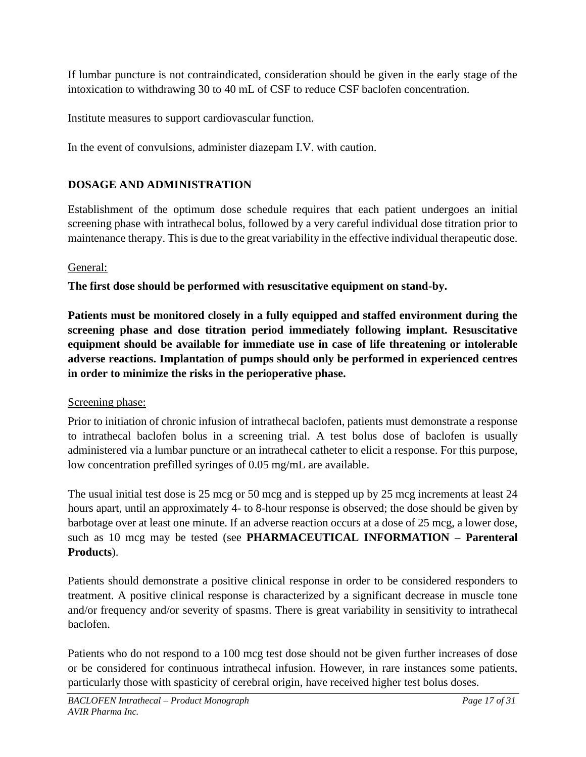If lumbar puncture is not contraindicated, consideration should be given in the early stage of the intoxication to withdrawing 30 to 40 mL of CSF to reduce CSF baclofen concentration.

Institute measures to support cardiovascular function.

In the event of convulsions, administer diazepam I.V. with caution.

## DOSAGE AND ADMINISTRATION

Establishment of the optimum dose schedule requires that each patient undergoes an initial screening phase with intrathecal bolus, followed by a very careful individual dose titration prior to maintenance therapy. This is due to the great variability in the effective individual therapeutic dose.

General:

**The first dose should be performed with resuscitative equipment on stand-by.**

**Patients must be monitored closely in a fully equipped and staffed environment during the screening phase and dose titration period immediately following implant. Resuscitative equipment should be available for immediate use in case of life threatening or intolerable adverse reactions. Implantation of pumps should only be performed in experienced centres in order to minimize the risks in the perioperative phase.**

Screening phase:

Prior to initiation of chronic infusion of intrathecal baclofen, patients must demonstrate a response to intrathecal baclofen bolus in a screening trial. A test bolus dose of baclofen is usually administered via a lumbar puncture or an intrathecal catheter to elicit a response. For this purpose, low concentration prefilled syringes of 0.05 mg/mL are available.

The usual initial test dose is 25 mcg or 50 mcg and is stepped up by 25 mcg increments at least 24 hours apart, until an approximately 4- to 8-hour response is observed; the dose should be given by barbotage over at least one minute. If an adverse reaction occurs at a dose of 25 mcg, a lower dose, such as 10 mcg may be tested (see **PHARMACEUTICAL INFORMATION – Parenteral Products**).

Patients should demonstrate a positive clinical response in order to be considered responders to treatment. A positive clinical response is characterized by a significant decrease in muscle tone and/or frequency and/or severity of spasms. There is great variability in sensitivity to intrathecal baclofen.

Patients who do not respond to a 100 mcg test dose should not be given further increases of dose or be considered for continuous intrathecal infusion. However, in rare instances some patients, particularly those with spasticity of cerebral origin, have received higher test bolus doses.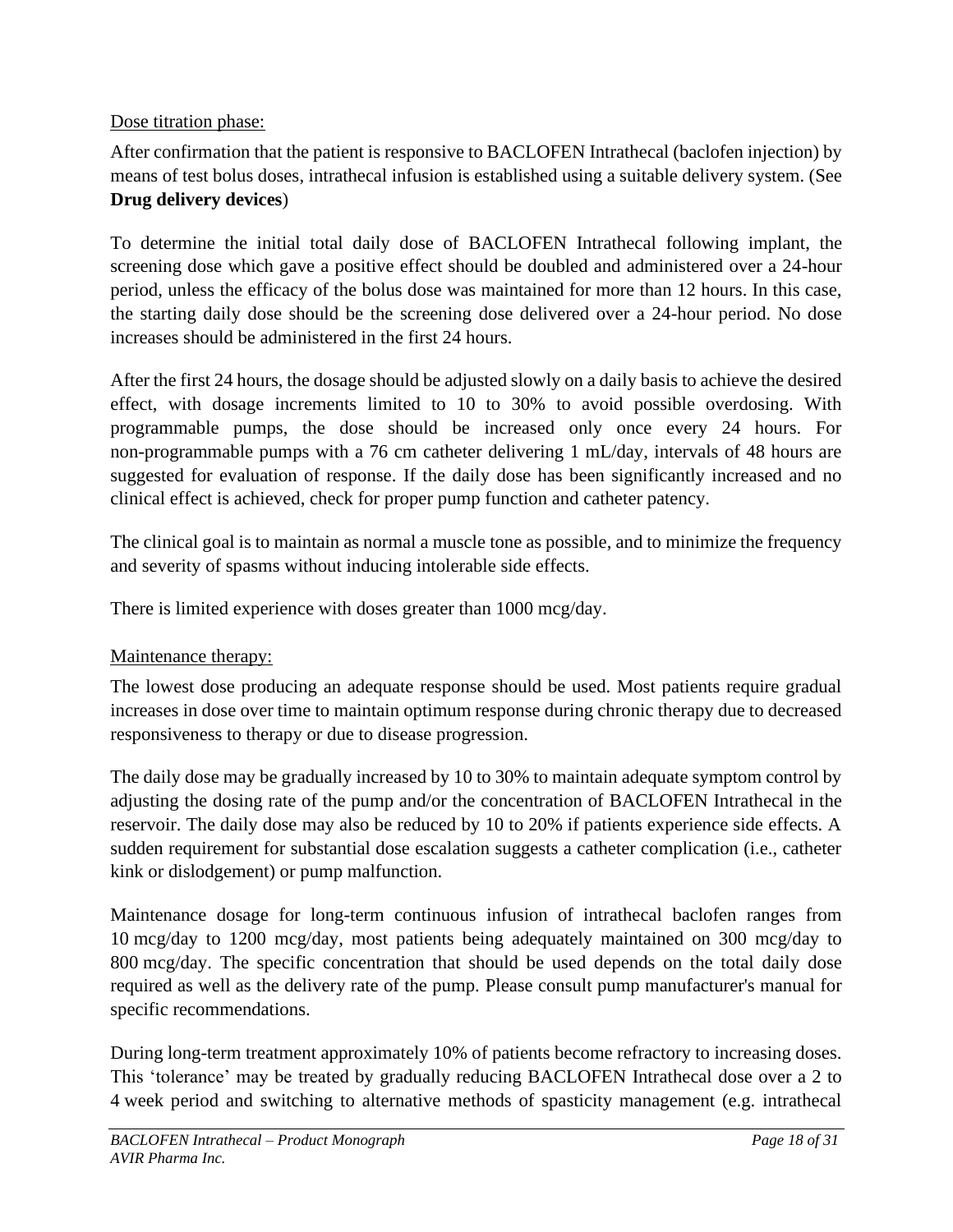Dose titration phase:

After confirmation that the patient is responsive to BACLOFEN Intrathecal (baclofen injection) by means of test bolus doses, intrathecal infusion is established using a suitable delivery system. (See **Drug delivery devices**)

To determine the initial total daily dose of BACLOFEN Intrathecal following implant, the screening dose which gave a positive effect should be doubled and administered over a 24-hour period, unless the efficacy of the bolus dose was maintained for more than 12 hours. In this case, the starting daily dose should be the screening dose delivered over a 24-hour period. No dose increases should be administered in the first 24 hours.

After the first 24 hours, the dosage should be adjusted slowly on a daily basis to achieve the desired effect, with dosage increments limited to 10 to 30% to avoid possible overdosing. With programmable pumps, the dose should be increased only once every 24 hours. For non-programmable pumps with a 76 cm catheter delivering 1 mL/day, intervals of 48 hours are suggested for evaluation of response. If the daily dose has been significantly increased and no clinical effect is achieved, check for proper pump function and catheter patency.

The clinical goal is to maintain as normal a muscle tone as possible, and to minimize the frequency and severity of spasms without inducing intolerable side effects.

There is limited experience with doses greater than 1000 mcg/day.

Maintenance therapy:

The lowest dose producing an adequate response should be used. Most patients require gradual increases in dose over time to maintain optimum response during chronic therapy due to decreased responsiveness to therapy or due to disease progression.

The daily dose may be gradually increased by 10 to 30% to maintain adequate symptom control by adjusting the dosing rate of the pump and/or the concentration of BACLOFEN Intrathecal in the reservoir. The daily dose may also be reduced by 10 to 20% if patients experience side effects. A sudden requirement for substantial dose escalation suggests a catheter complication (i.e., catheter kink or dislodgement) or pump malfunction.

Maintenance dosage for long-term continuous infusion of intrathecal baclofen ranges from 10 mcg/day to 1200 mcg/day, most patients being adequately maintained on 300 mcg/day to 800 mcg/day. The specific concentration that should be used depends on the total daily dose required as well as the delivery rate of the pump. Please consult pump manufacturer's manual for specific recommendations.

During long-term treatment approximately 10% of patients become refractory to increasing doses. This 'tolerance' may be treated by gradually reducing BACLOFEN Intrathecal dose over a 2 to 4 week period and switching to alternative methods of spasticity management (e.g. intrathecal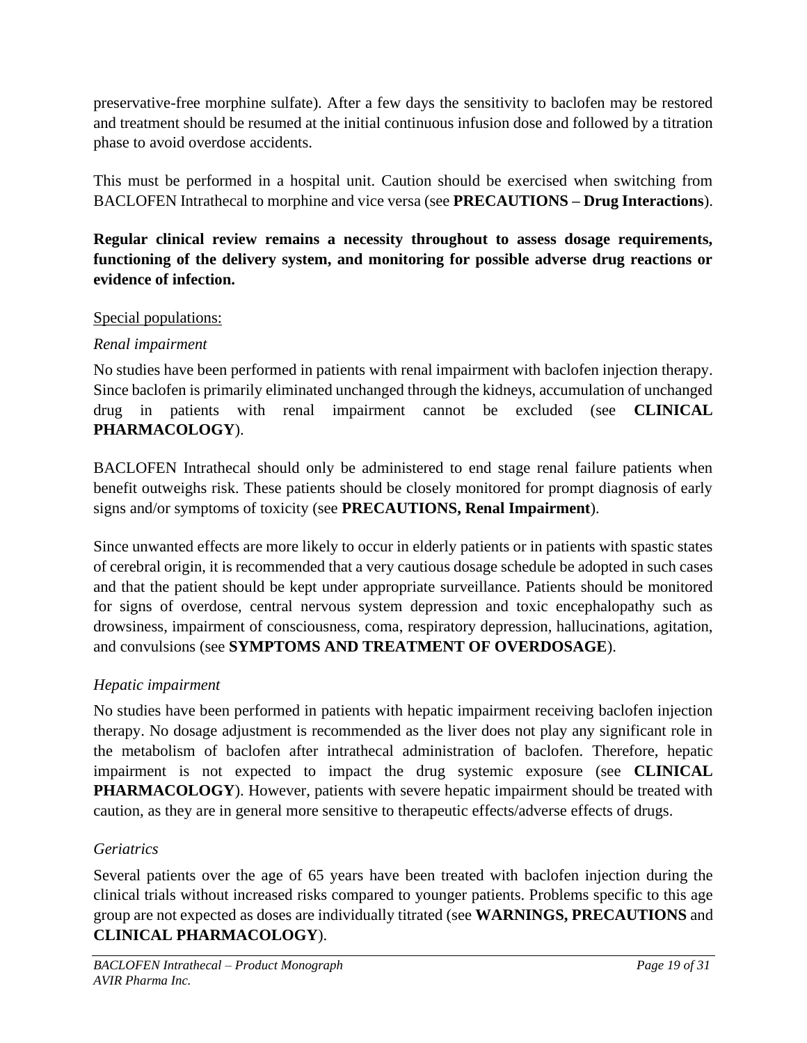preservative-free morphine sulfate). After a few days the sensitivity to baclofen may be restored and treatment should be resumed at the initial continuous infusion dose and followed by a titration phase to avoid overdose accidents.

This must be performed in a hospital unit. Caution should be exercised when switching from BACLOFEN Intrathecal to morphine and vice versa (see **PRECAUTIONS – Drug Interactions**).

**Regular clinical review remains a necessity throughout to assess dosage requirements, functioning of the delivery system, and monitoring for possible adverse drug reactions or evidence of infection.**

Special populations:

*Renal impairment*

No studies have been performed in patients with renal impairment with baclofen injection therapy. Since baclofen is primarily eliminated unchanged through the kidneys, accumulation of unchanged drug in patients with renal impairment cannot be excluded (see **CLINICAL PHARMACOLOGY**).

BACLOFEN Intrathecal should only be administered to end stage renal failure patients when benefit outweighs risk. These patients should be closely monitored for prompt diagnosis of early signs and/or symptoms of toxicity (see **PRECAUTIONS, Renal Impairment**).

Since unwanted effects are more likely to occur in elderly patients or in patients with spastic states of cerebral origin, it is recommended that a very cautious dosage schedule be adopted in such cases and that the patient should be kept under appropriate surveillance. Patients should be monitored for signs of overdose, central nervous system depression and toxic encephalopathy such as drowsiness, impairment of consciousness, coma, respiratory depression, hallucinations, agitation, and convulsions (see **SYMPTOMS AND TREATMENT OF OVERDOSAGE**).

*Hepatic impairment*

No studies have been performed in patients with hepatic impairment receiving baclofen injection therapy. No dosage adjustment is recommended as the liver does not play any significant role in the metabolism of baclofen after intrathecal administration of baclofen. Therefore, hepatic impairment is not expected to impact the drug systemic exposure (see **CLINICAL PHARMACOLOGY**). However, patients with severe hepatic impairment should be treated with caution, as they are in general more sensitive to therapeutic effects/adverse effects of drugs.

*Geriatrics*

Several patients over the age of 65 years have been treated with baclofen injection during the clinical trials without increased risks compared to younger patients. Problems specific to this age group are not expected as doses are individually titrated (see **WARNINGS, PRECAUTIONS** and **CLINICAL PHARMACOLOGY**).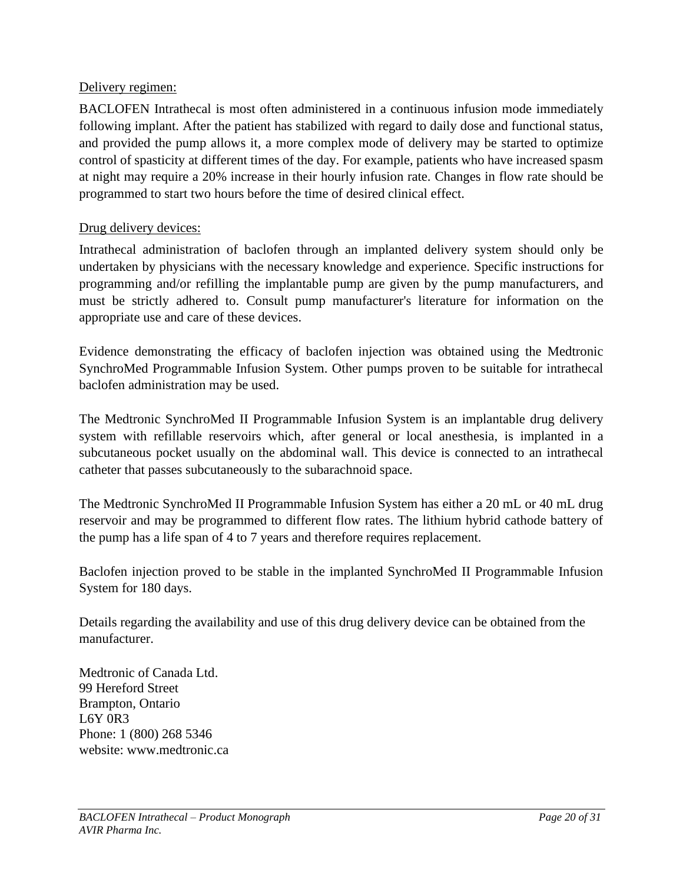Delivery regimen:

BACLOFEN Intrathecal is most often administered in a continuous infusion mode immediately following implant. After the patient has stabilized with regard to daily dose and functional status, and provided the pump allows it, a more complex mode of delivery may be started to optimize control of spasticity at different times of the day. For example, patients who have increased spasm at night may require a 20% increase in their hourly infusion rate. Changes in flow rate should be programmed to start two hours before the time of desired clinical effect.

Drug delivery devices:

Intrathecal administration of baclofen through an implanted delivery system should only be undertaken by physicians with the necessary knowledge and experience. Specific instructions for programming and/or refilling the implantable pump are given by the pump manufacturers, and must be strictly adhered to. Consult pump manufacturer's literature for information on the appropriate use and care of these devices.

Evidence demonstrating the efficacy of baclofen injection was obtained using the Medtronic SynchroMed Programmable Infusion System. Other pumps proven to be suitable for intrathecal baclofen administration may be used.

The Medtronic SynchroMed II Programmable Infusion System is an implantable drug delivery system with refillable reservoirs which, after general or local anesthesia, is implanted in a subcutaneous pocket usually on the abdominal wall. This device is connected to an intrathecal catheter that passes subcutaneously to the subarachnoid space.

The Medtronic SynchroMed II Programmable Infusion System has either a 20 mL or 40 mL drug reservoir and may be programmed to different flow rates. The lithium hybrid cathode battery of the pump has a life span of 4 to 7 years and therefore requires replacement.

Baclofen injection proved to be stable in the implanted SynchroMed II Programmable Infusion System for 180 days.

Details regarding the availability and use of this drug delivery device can be obtained from the manufacturer.

Medtronic of Canada Ltd.  
99 Hereford Street  
Brampton, Ontario  
L6Y 0R3  
Phone: 1 (800) 268 5346  
website: www.medtronic.ca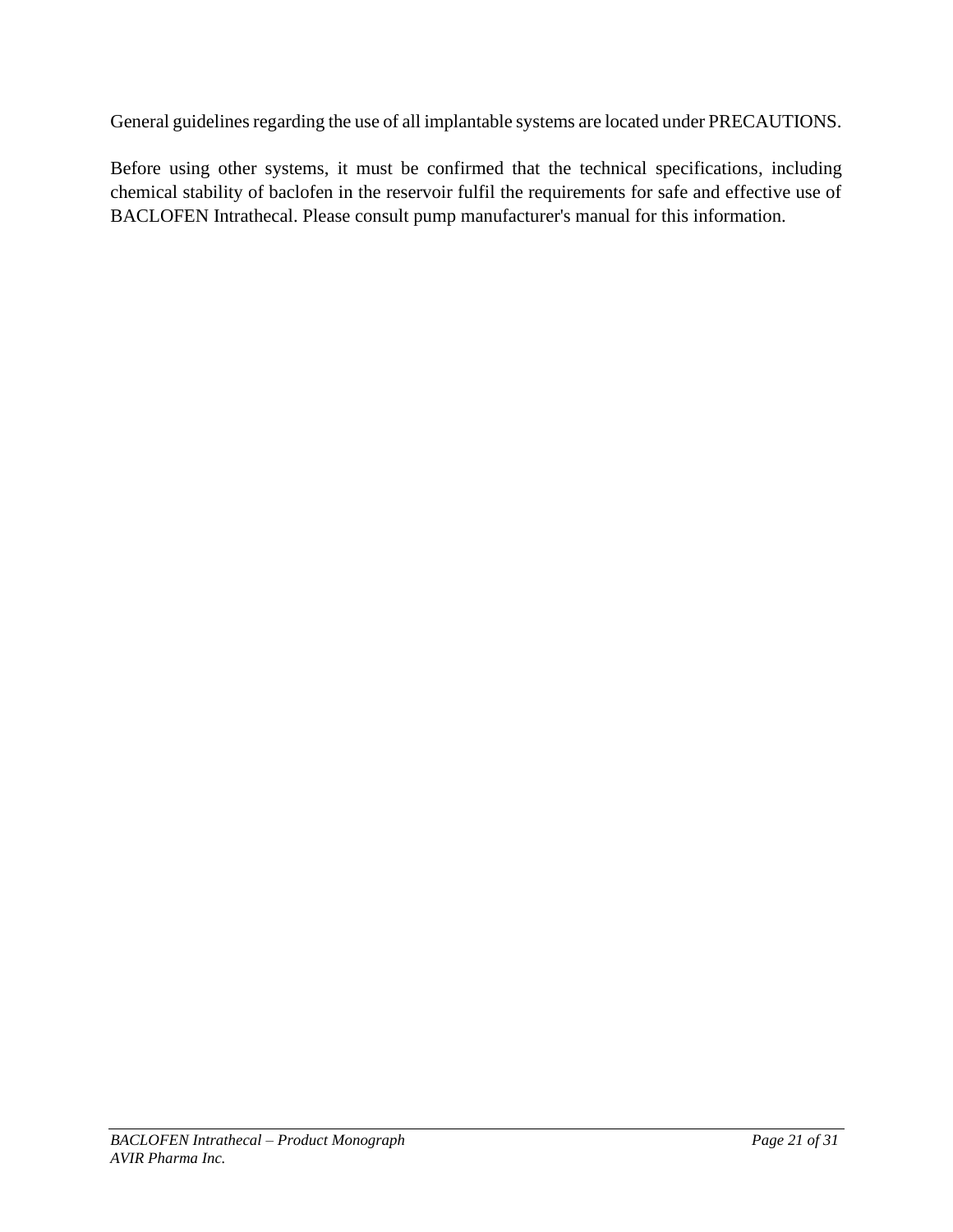General guidelines regarding the use of all implantable systems are located under PRECAUTIONS.

Before using other systems, it must be confirmed that the technical specifications, including chemical stability of baclofen in the reservoir fulfil the requirements for safe and effective use of BACLOFEN Intrathecal. Please consult pump manufacturer's manual for this information.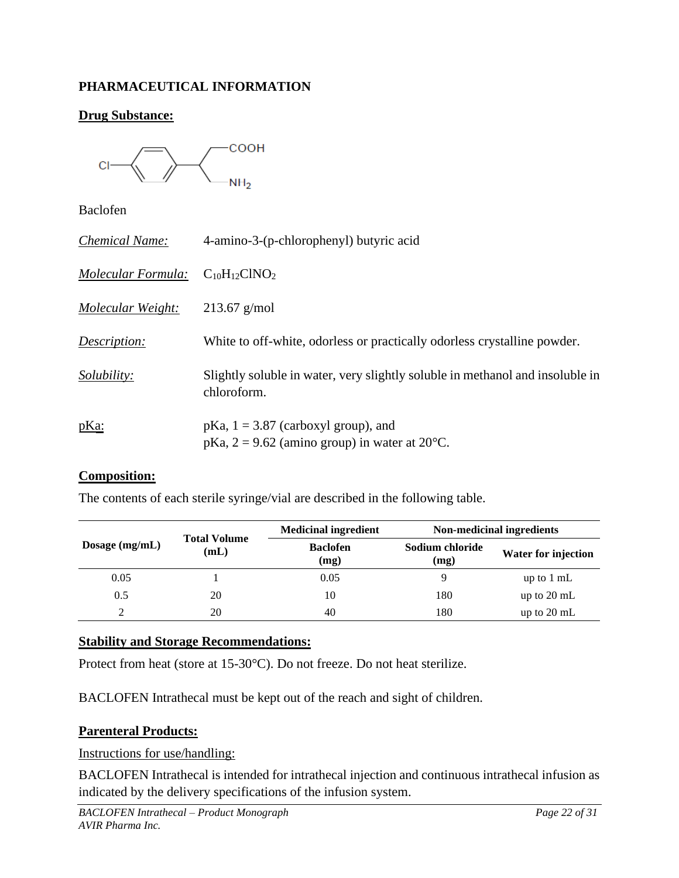## PHARMACEUTICAL INFORMATION

**Drug Substance:**

Baclofen

*Chemical Name:* 4-amino-3-(p-chlorophenyl) butyric acid

*Molecular Formula:* $C_{10}H_{12}ClNO_2$

*Molecular Weight:* 213.67 g/mol

*Description:* White to off-white, odorless or practically odorless crystalline powder.

*Solubility:* Slightly soluble in water, very slightly soluble in methanol and insoluble in chloroform.

pKa: pKa, 1 = 3.87 (carboxyl group), and
pKa, 2 = 9.62 (amino group) in water at 20°C.

**Composition:**

The contents of each sterile syringe/vial are described in the following table.

| Dosage (mg/mL) | Total Volume (mL) | Medicinal ingredient | Non-medicinal ingredients | |
|---|---|---|---|---|
| | | Baclofen (mg) | Sodium chloride (mg) | Water for injection |
| 0.05 | 1 | 0.05 | 9 | up to 1 mL |
| 0.5 | 20 | 10 | 180 | up to 20 mL |
| 2 | 20 | 40 | 180 | up to 20 mL |

**Stability and Storage Recommendations:**

Protect from heat (store at 15-30°C). Do not freeze. Do not heat sterilize.

BACLOFEN Intrathecal must be kept out of the reach and sight of children.

**Parenteral Products:**

Instructions for use/handling:

BACLOFEN Intrathecal is intended for intrathecal injection and continuous intrathecal infusion as indicated by the delivery specifications of the infusion system.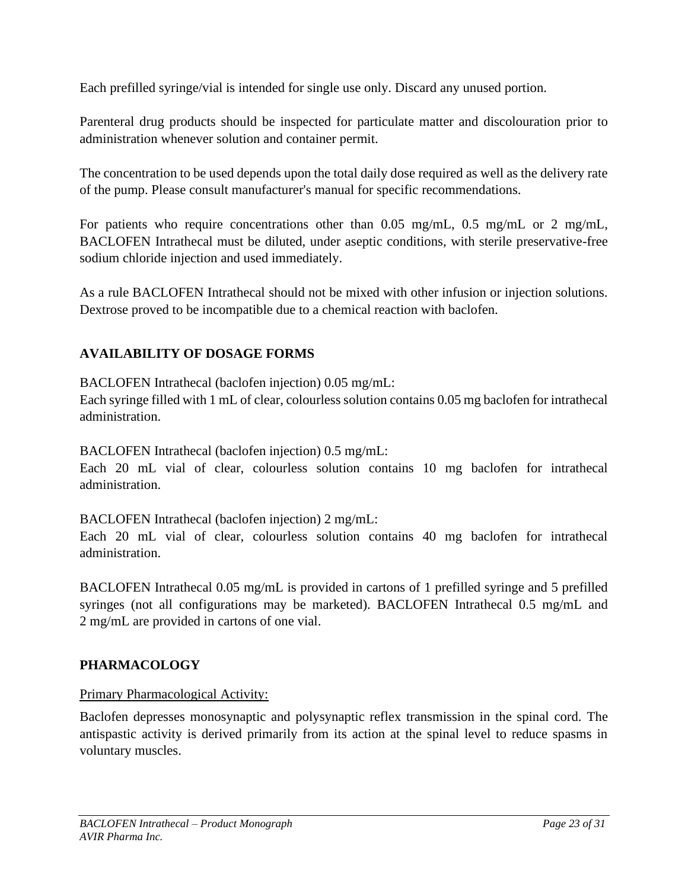Each prefilled syringe/vial is intended for single use only. Discard any unused portion.

Parenteral drug products should be inspected for particulate matter and discolouration prior to administration whenever solution and container permit.

The concentration to be used depends upon the total daily dose required as well as the delivery rate of the pump. Please consult manufacturer's manual for specific recommendations.

For patients who require concentrations other than 0.05 mg/mL, 0.5 mg/mL or 2 mg/mL, BACLOFEN Intrathecal must be diluted, under aseptic conditions, with sterile preservative-free sodium chloride injection and used immediately.

As a rule BACLOFEN Intrathecal should not be mixed with other infusion or injection solutions. Dextrose proved to be incompatible due to a chemical reaction with baclofen.

## AVAILABILITY OF DOSAGE FORMS

BACLOFEN Intrathecal (baclofen injection) 0.05 mg/mL:
Each syringe filled with 1 mL of clear, colourless solution contains 0.05 mg baclofen for intrathecal administration.

BACLOFEN Intrathecal (baclofen injection) 0.5 mg/mL:
Each 20 mL vial of clear, colourless solution contains 10 mg baclofen for intrathecal administration.

BACLOFEN Intrathecal (baclofen injection) 2 mg/mL:
Each 20 mL vial of clear, colourless solution contains 40 mg baclofen for intrathecal administration.

BACLOFEN Intrathecal 0.05 mg/mL is provided in cartons of 1 prefilled syringe and 5 prefilled syringes (not all configurations may be marketed). BACLOFEN Intrathecal 0.5 mg/mL and 2 mg/mL are provided in cartons of one vial.

## PHARMACOLOGY

Primary Pharmacological Activity:

Baclofen depresses monosynaptic and polysynaptic reflex transmission in the spinal cord. The antispastic activity is derived primarily from its action at the spinal level to reduce spasms in voluntary muscles.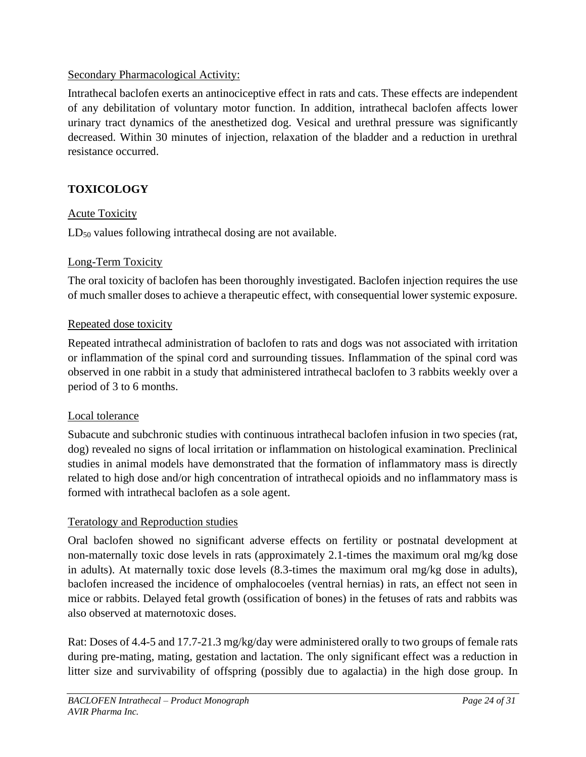Secondary Pharmacological Activity:

Intrathecal baclofen exerts an antinociceptive effect in rats and cats. These effects are independent of any debilitation of voluntary motor function. In addition, intrathecal baclofen affects lower urinary tract dynamics of the anesthetized dog. Vesical and urethral pressure was significantly decreased. Within 30 minutes of injection, relaxation of the bladder and a reduction in urethral resistance occurred.

## TOXICOLOGY

Acute Toxicity

$LD_{50}$ values following intrathecal dosing are not available.

Long-Term Toxicity

The oral toxicity of baclofen has been thoroughly investigated. Baclofen injection requires the use of much smaller doses to achieve a therapeutic effect, with consequential lower systemic exposure.

Repeated dose toxicity

Repeated intrathecal administration of baclofen to rats and dogs was not associated with irritation or inflammation of the spinal cord and surrounding tissues. Inflammation of the spinal cord was observed in one rabbit in a study that administered intrathecal baclofen to 3 rabbits weekly over a period of 3 to 6 months.

Local tolerance

Subacute and subchronic studies with continuous intrathecal baclofen infusion in two species (rat, dog) revealed no signs of local irritation or inflammation on histological examination. Preclinical studies in animal models have demonstrated that the formation of inflammatory mass is directly related to high dose and/or high concentration of intrathecal opioids and no inflammatory mass is formed with intrathecal baclofen as a sole agent.

Teratology and Reproduction studies

Oral baclofen showed no significant adverse effects on fertility or postnatal development at non-maternally toxic dose levels in rats (approximately 2.1-times the maximum oral mg/kg dose in adults). At maternally toxic dose levels (8.3-times the maximum oral mg/kg dose in adults), baclofen increased the incidence of omphalocoeles (ventral hernias) in rats, an effect not seen in mice or rabbits. Delayed fetal growth (ossification of bones) in the fetuses of rats and rabbits was also observed at maternotoxic doses.

Rat: Doses of 4.4-5 and 17.7-21.3 mg/kg/day were administered orally to two groups of female rats during pre-mating, mating, gestation and lactation. The only significant effect was a reduction in litter size and survivability of offspring (possibly due to agalactia) in the high dose group. In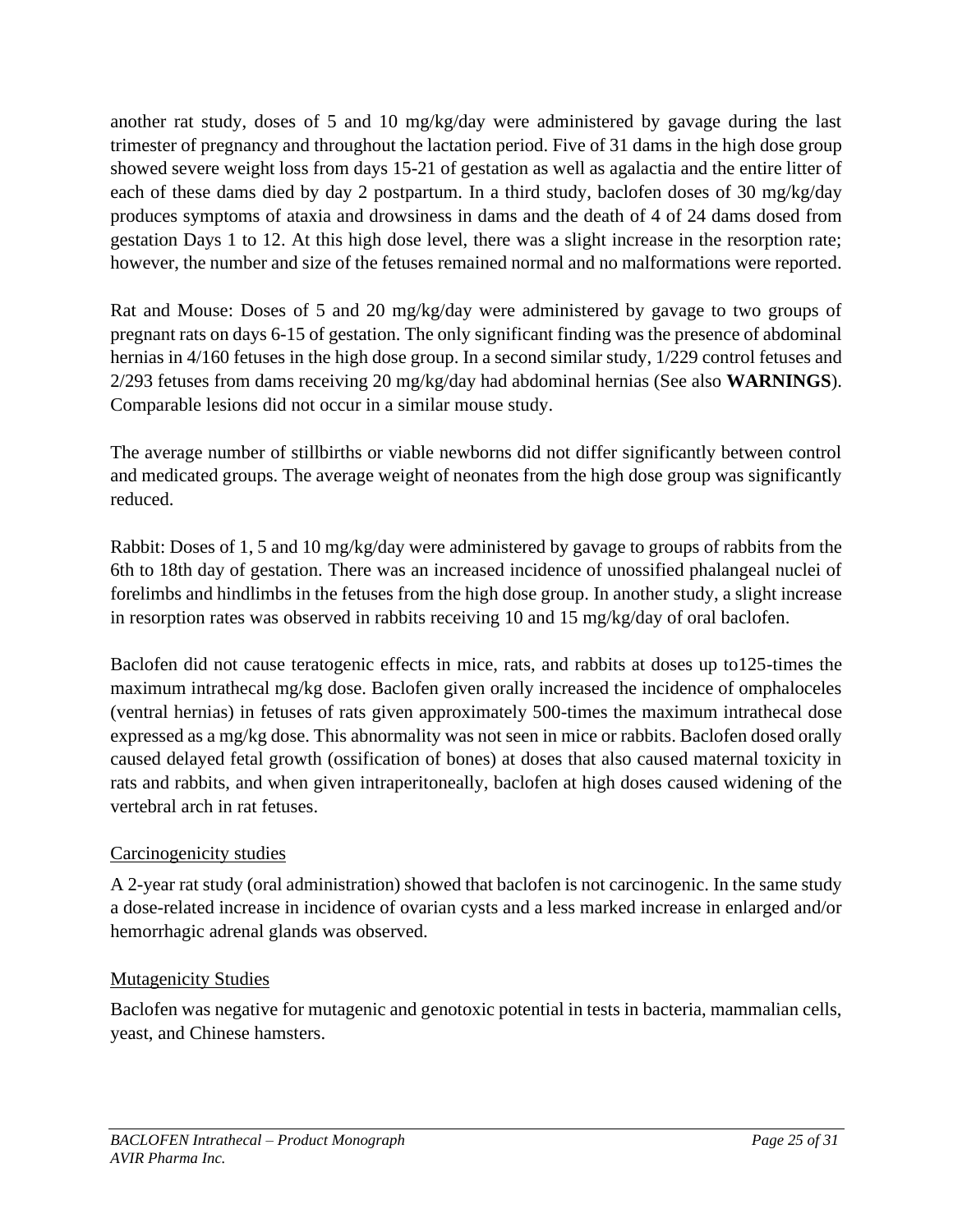another rat study, doses of 5 and 10 mg/kg/day were administered by gavage during the last trimester of pregnancy and throughout the lactation period. Five of 31 dams in the high dose group showed severe weight loss from days 15-21 of gestation as well as agalactia and the entire litter of each of these dams died by day 2 postpartum. In a third study, baclofen doses of 30 mg/kg/day produces symptoms of ataxia and drowsiness in dams and the death of 4 of 24 dams dosed from gestation Days 1 to 12. At this high dose level, there was a slight increase in the resorption rate; however, the number and size of the fetuses remained normal and no malformations were reported.

Rat and Mouse: Doses of 5 and 20 mg/kg/day were administered by gavage to two groups of pregnant rats on days 6-15 of gestation. The only significant finding was the presence of abdominal hernias in 4/160 fetuses in the high dose group. In a second similar study, 1/229 control fetuses and 2/293 fetuses from dams receiving 20 mg/kg/day had abdominal hernias (See also **WARNINGS**). Comparable lesions did not occur in a similar mouse study.

The average number of stillbirths or viable newborns did not differ significantly between control and medicated groups. The average weight of neonates from the high dose group was significantly reduced.

Rabbit: Doses of 1, 5 and 10 mg/kg/day were administered by gavage to groups of rabbits from the 6th to 18th day of gestation. There was an increased incidence of unossified phalangeal nuclei of forelimbs and hindlimbs in the fetuses from the high dose group. In another study, a slight increase in resorption rates was observed in rabbits receiving 10 and 15 mg/kg/day of oral baclofen.

Baclofen did not cause teratogenic effects in mice, rats, and rabbits at doses up to125-times the maximum intrathecal mg/kg dose. Baclofen given orally increased the incidence of omphaloceles (ventral hernias) in fetuses of rats given approximately 500-times the maximum intrathecal dose expressed as a mg/kg dose. This abnormality was not seen in mice or rabbits. Baclofen dosed orally caused delayed fetal growth (ossification of bones) at doses that also caused maternal toxicity in rats and rabbits, and when given intraperitoneally, baclofen at high doses caused widening of the vertebral arch in rat fetuses.

Carcinogenicity studies

A 2-year rat study (oral administration) showed that baclofen is not carcinogenic. In the same study a dose-related increase in incidence of ovarian cysts and a less marked increase in enlarged and/or hemorrhagic adrenal glands was observed.

Mutagenicity Studies

Baclofen was negative for mutagenic and genotoxic potential in tests in bacteria, mammalian cells, yeast, and Chinese hamsters.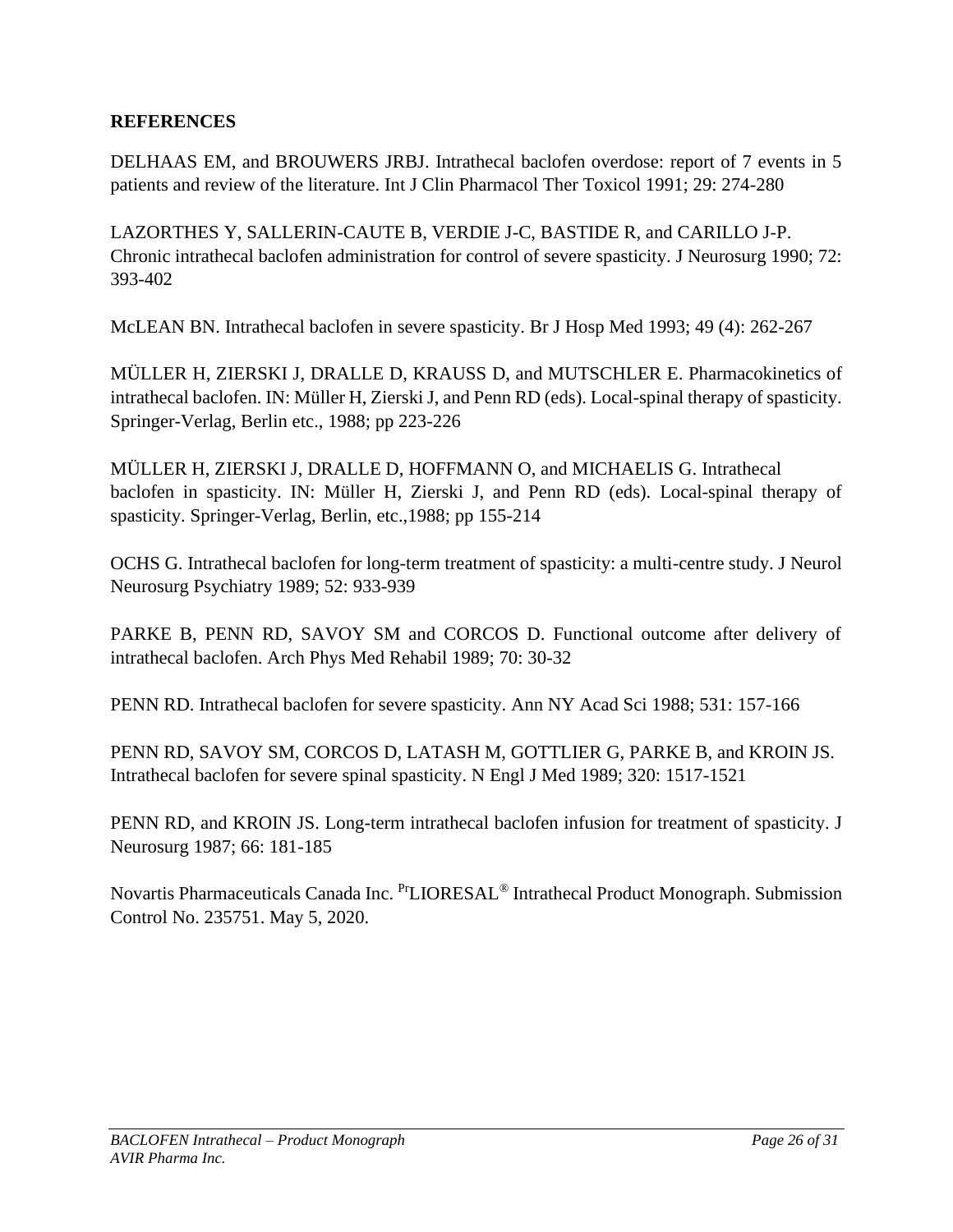## REFERENCES

DELHAAS EM, and BROUWERS JRBJ. Intrathecal baclofen overdose: report of 7 events in 5 patients and review of the literature. Int J Clin Pharmacol Ther Toxicol 1991; 29: 274-280

LAZORTHES Y, SALLERIN-CAUTE B, VERDIE J-C, BASTIDE R, and CARILLO J-P. Chronic intrathecal baclofen administration for control of severe spasticity. J Neurosurg 1990; 72: 393-402

McLEAN BN. Intrathecal baclofen in severe spasticity. Br J Hosp Med 1993; 49 (4): 262-267

MÜLLER H, ZIERSKI J, DRALLE D, KRAUSS D, and MUTSCHLER E. Pharmacokinetics of intrathecal baclofen. IN: Müller H, Zierski J, and Penn RD (eds). Local-spinal therapy of spasticity. Springer-Verlag, Berlin etc., 1988; pp 223-226

MÜLLER H, ZIERSKI J, DRALLE D, HOFFMANN O, and MICHAELIS G. Intrathecal baclofen in spasticity. IN: Müller H, Zierski J, and Penn RD (eds). Local-spinal therapy of spasticity. Springer-Verlag, Berlin, etc.,1988; pp 155-214

OCHS G. Intrathecal baclofen for long-term treatment of spasticity: a multi-centre study. J Neurol Neurosurg Psychiatry 1989; 52: 933-939

PARKE B, PENN RD, SAVOY SM and CORCOS D. Functional outcome after delivery of intrathecal baclofen. Arch Phys Med Rehabil 1989; 70: 30-32

PENN RD. Intrathecal baclofen for severe spasticity. Ann NY Acad Sci 1988; 531: 157-166

PENN RD, SAVOY SM, CORCOS D, LATASH M, GOTTLIER G, PARKE B, and KROIN JS. Intrathecal baclofen for severe spinal spasticity. N Engl J Med 1989; 320: 1517-1521

PENN RD, and KROIN JS. Long-term intrathecal baclofen infusion for treatment of spasticity. J Neurosurg 1987; 66: 181-185

Novartis Pharmaceuticals Canada Inc. [Pr]LIORESAL® Intrathecal Product Monograph. Submission Control No. 235751. May 5, 2020.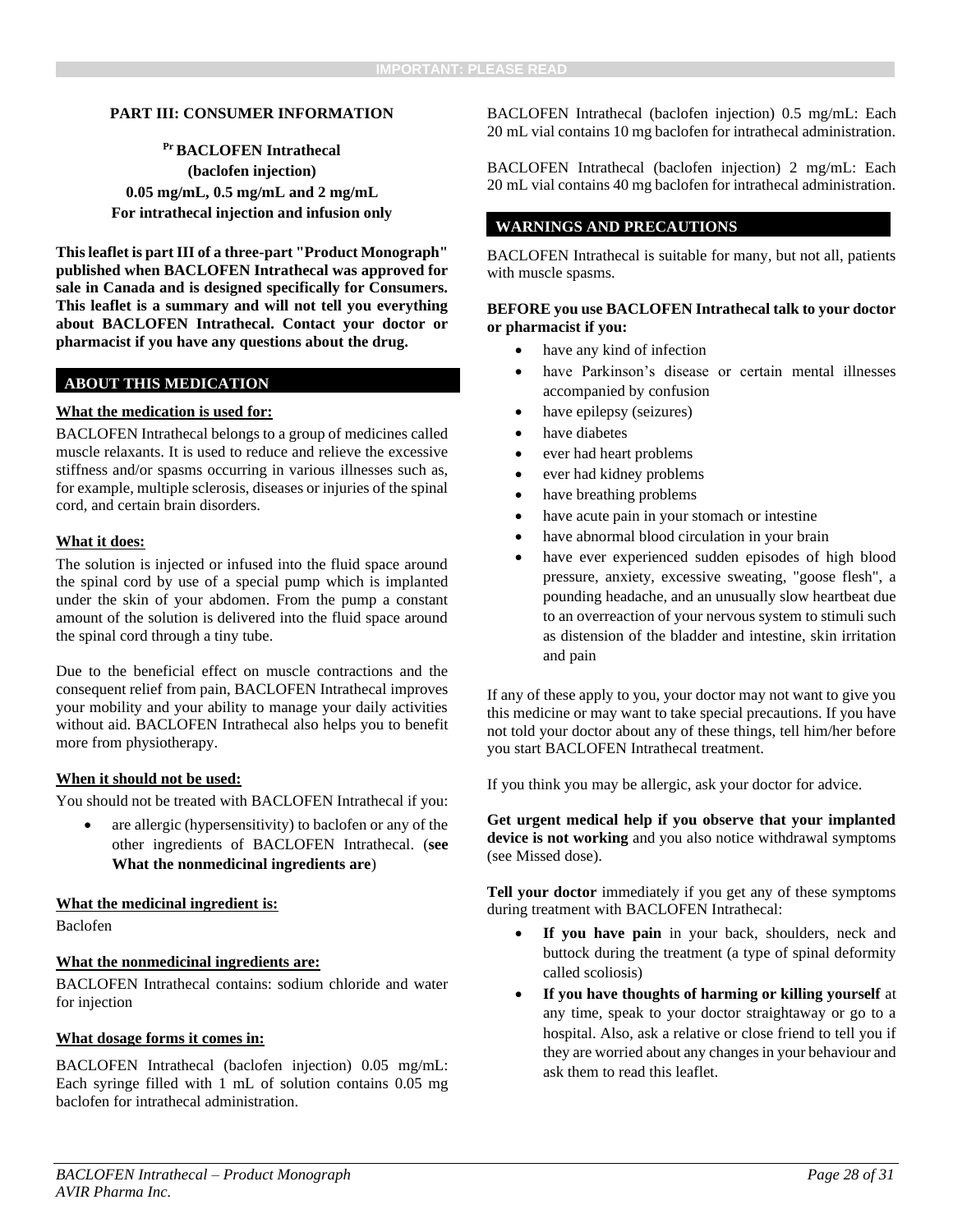IMPORTANT: PLEASE READ

## PART III: CONSUMER INFORMATION

**Pr BACLOFEN Intrathecal**
**(baclofen injection)**
**0.05 mg/mL, 0.5 mg/mL and 2 mg/mL**
**For intrathecal injection and infusion only**

**This leaflet is part III of a three-part "Product Monograph" published when BACLOFEN Intrathecal was approved for sale in Canada and is designed specifically for Consumers. This leaflet is a summary and will not tell you everything about BACLOFEN Intrathecal. Contact your doctor or pharmacist if you have any questions about the drug.**

### ABOUT THIS MEDICATION

**What the medication is used for:**

BACLOFEN Intrathecal belongs to a group of medicines called muscle relaxants. It is used to reduce and relieve the excessive stiffness and/or spasms occurring in various illnesses such as, for example, multiple sclerosis, diseases or injuries of the spinal cord, and certain brain disorders.

**What it does:**

The solution is injected or infused into the fluid space around the spinal cord by use of a special pump which is implanted under the skin of your abdomen. From the pump a constant amount of the solution is delivered into the fluid space around the spinal cord through a tiny tube.

Due to the beneficial effect on muscle contractions and the consequent relief from pain, BACLOFEN Intrathecal improves your mobility and your ability to manage your daily activities without aid. BACLOFEN Intrathecal also helps you to benefit more from physiotherapy.

**When it should not be used:**

You should not be treated with BACLOFEN Intrathecal if you:

- are allergic (hypersensitivity) to baclofen or any of the other ingredients of BACLOFEN Intrathecal. (**see What the nonmedicinal ingredients are**)

**What the medicinal ingredient is:**

Baclofen

**What the nonmedicinal ingredients are:**

BACLOFEN Intrathecal contains: sodium chloride and water for injection

**What dosage forms it comes in:**

BACLOFEN Intrathecal (baclofen injection) 0.05 mg/mL: Each syringe filled with 1 mL of solution contains 0.05 mg baclofen for intrathecal administration.

BACLOFEN Intrathecal (baclofen injection) 0.5 mg/mL: Each 20 mL vial contains 10 mg baclofen for intrathecal administration.

BACLOFEN Intrathecal (baclofen injection) 2 mg/mL: Each 20 mL vial contains 40 mg baclofen for intrathecal administration.

### WARNINGS AND PRECAUTIONS

BACLOFEN Intrathecal is suitable for many, but not all, patients with muscle spasms.

**BEFORE you use BACLOFEN Intrathecal talk to your doctor or pharmacist if you:**

- have any kind of infection
- have Parkinson's disease or certain mental illnesses accompanied by confusion
- have epilepsy (seizures)
- have diabetes
- ever had heart problems
- ever had kidney problems
- have breathing problems
- have acute pain in your stomach or intestine
- have abnormal blood circulation in your brain
- have ever experienced sudden episodes of high blood pressure, anxiety, excessive sweating, "goose flesh", a pounding headache, and an unusually slow heartbeat due to an overreaction of your nervous system to stimuli such as distension of the bladder and intestine, skin irritation and pain

If any of these apply to you, your doctor may not want to give you this medicine or may want to take special precautions. If you have not told your doctor about any of these things, tell him/her before you start BACLOFEN Intrathecal treatment.

If you think you may be allergic, ask your doctor for advice.

**Get urgent medical help if you observe that your implanted device is not working** and you also notice withdrawal symptoms (see Missed dose).

**Tell your doctor** immediately if you get any of these symptoms during treatment with BACLOFEN Intrathecal:

- **If you have pain** in your back, shoulders, neck and buttock during the treatment (a type of spinal deformity called scoliosis)
- **If you have thoughts of harming or killing yourself** at any time, speak to your doctor straightaway or go to a hospital. Also, ask a relative or close friend to tell you if they are worried about any changes in your behaviour and ask them to read this leaflet.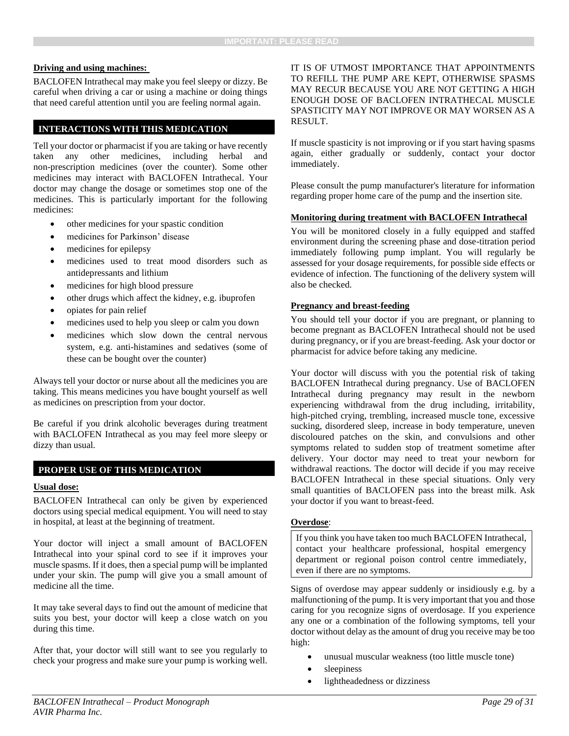**Driving and using machines:**

BACLOFEN Intrathecal may make you feel sleepy or dizzy. Be careful when driving a car or using a machine or doing things that need careful attention until you are feeling normal again.

## INTERACTIONS WITH THIS MEDICATION

Tell your doctor or pharmacist if you are taking or have recently taken any other medicines, including herbal and non-prescription medicines (over the counter). Some other medicines may interact with BACLOFEN Intrathecal. Your doctor may change the dosage or sometimes stop one of the medicines. This is particularly important for the following medicines:

- other medicines for your spastic condition
- medicines for Parkinson' disease
- medicines for epilepsy
- medicines used to treat mood disorders such as antidepressants and lithium
- medicines for high blood pressure
- other drugs which affect the kidney, e.g. ibuprofen
- opiates for pain relief
- medicines used to help you sleep or calm you down
- medicines which slow down the central nervous system, e.g. anti-histamines and sedatives (some of these can be bought over the counter)

Always tell your doctor or nurse about all the medicines you are taking. This means medicines you have bought yourself as well as medicines on prescription from your doctor.

Be careful if you drink alcoholic beverages during treatment with BACLOFEN Intrathecal as you may feel more sleepy or dizzy than usual.

## PROPER USE OF THIS MEDICATION

**Usual dose:**

BACLOFEN Intrathecal can only be given by experienced doctors using special medical equipment. You will need to stay in hospital, at least at the beginning of treatment.

Your doctor will inject a small amount of BACLOFEN Intrathecal into your spinal cord to see if it improves your muscle spasms. If it does, then a special pump will be implanted under your skin. The pump will give you a small amount of medicine all the time.

It may take several days to find out the amount of medicine that suits you best, your doctor will keep a close watch on you during this time.

After that, your doctor will still want to see you regularly to check your progress and make sure your pump is working well.

IT IS OF UTMOST IMPORTANCE THAT APPOINTMENTS TO REFILL THE PUMP ARE KEPT, OTHERWISE SPASMS MAY RECUR BECAUSE YOU ARE NOT GETTING A HIGH ENOUGH DOSE OF BACLOFEN INTRATHECAL MUSCLE SPASTICITY MAY NOT IMPROVE OR MAY WORSEN AS A RESULT.

If muscle spasticity is not improving or if you start having spasms again, either gradually or suddenly, contact your doctor immediately.

Please consult the pump manufacturer's literature for information regarding proper home care of the pump and the insertion site.

**Monitoring during treatment with BACLOFEN Intrathecal**

You will be monitored closely in a fully equipped and staffed environment during the screening phase and dose-titration period immediately following pump implant. You will regularly be assessed for your dosage requirements, for possible side effects or evidence of infection. The functioning of the delivery system will also be checked.

**Pregnancy and breast-feeding**

You should tell your doctor if you are pregnant, or planning to become pregnant as BACLOFEN Intrathecal should not be used during pregnancy, or if you are breast-feeding. Ask your doctor or pharmacist for advice before taking any medicine.

Your doctor will discuss with you the potential risk of taking BACLOFEN Intrathecal during pregnancy. Use of BACLOFEN Intrathecal during pregnancy may result in the newborn experiencing withdrawal from the drug including, irritability, high-pitched crying, trembling, increased muscle tone, excessive sucking, disordered sleep, increase in body temperature, uneven discoloured patches on the skin, and convulsions and other symptoms related to sudden stop of treatment sometime after delivery. Your doctor may need to treat your newborn for withdrawal reactions. The doctor will decide if you may receive BACLOFEN Intrathecal in these special situations. Only very small quantities of BACLOFEN pass into the breast milk. Ask your doctor if you want to breast-feed.

**Overdose**:

> If you think you have taken too much BACLOFEN Intrathecal, contact your healthcare professional, hospital emergency department or regional poison control centre immediately, even if there are no symptoms.

Signs of overdose may appear suddenly or insidiously e.g. by a malfunctioning of the pump. It is very important that you and those caring for you recognize signs of overdosage. If you experience any one or a combination of the following symptoms, tell your doctor without delay as the amount of drug you receive may be too high:

- unusual muscular weakness (too little muscle tone)
- sleepiness
- lightheadedness or dizziness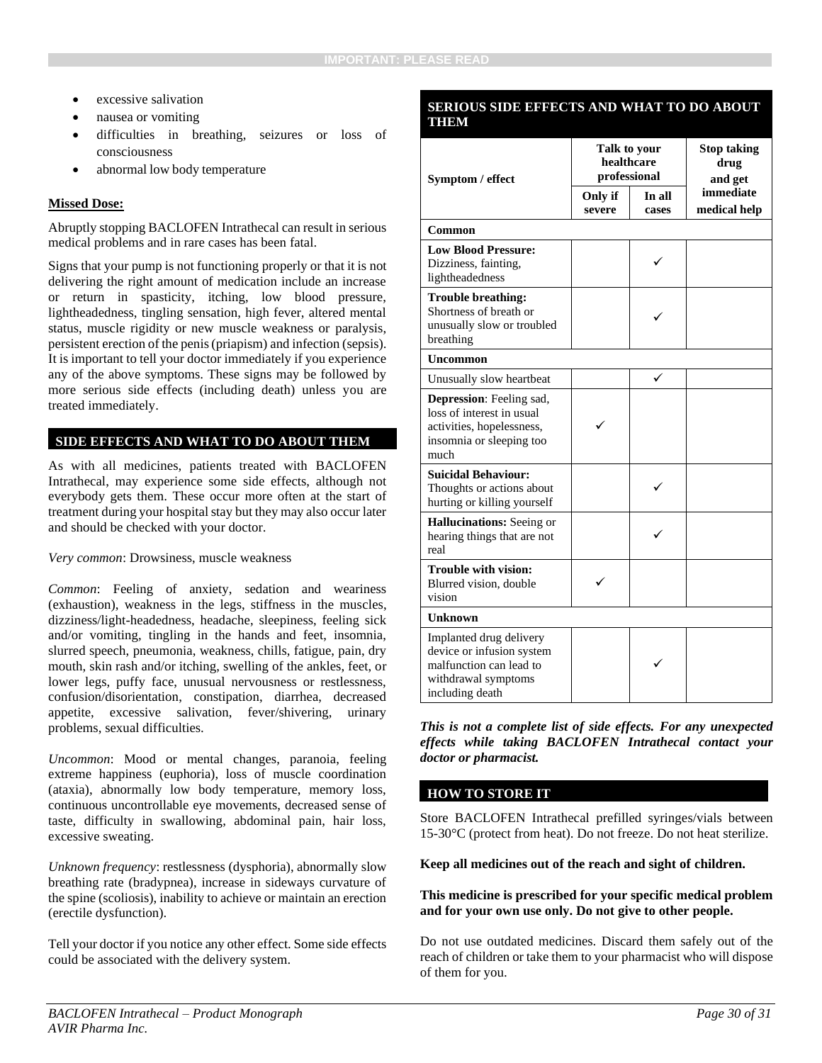- excessive salivation
- nausea or vomiting
- difficulties in breathing, seizures or loss of consciousness
- abnormal low body temperature

**Missed Dose:**

Abruptly stopping BACLOFEN Intrathecal can result in serious medical problems and in rare cases has been fatal.

Signs that your pump is not functioning properly or that it is not delivering the right amount of medication include an increase or return in spasticity, itching, low blood pressure, lightheadedness, tingling sensation, high fever, altered mental status, muscle rigidity or new muscle weakness or paralysis, persistent erection of the penis (priapism) and infection (sepsis). It is important to tell your doctor immediately if you experience any of the above symptoms. These signs may be followed by more serious side effects (including death) unless you are treated immediately.

## SIDE EFFECTS AND WHAT TO DO ABOUT THEM

As with all medicines, patients treated with BACLOFEN Intrathecal, may experience some side effects, although not everybody gets them. These occur more often at the start of treatment during your hospital stay but they may also occur later and should be checked with your doctor.

*Very common*: Drowsiness, muscle weakness

*Common*: Feeling of anxiety, sedation and weariness (exhaustion), weakness in the legs, stiffness in the muscles, dizziness/light-headedness, headache, sleepiness, feeling sick and/or vomiting, tingling in the hands and feet, insomnia, slurred speech, pneumonia, weakness, chills, fatigue, pain, dry mouth, skin rash and/or itching, swelling of the ankles, feet, or lower legs, puffy face, unusual nervousness or restlessness, confusion/disorientation, constipation, diarrhea, decreased appetite, excessive salivation, fever/shivering, urinary problems, sexual difficulties.

*Uncommon*: Mood or mental changes, paranoia, feeling extreme happiness (euphoria), loss of muscle coordination (ataxia), abnormally low body temperature, memory loss, continuous uncontrollable eye movements, decreased sense of taste, difficulty in swallowing, abdominal pain, hair loss, excessive sweating.

*Unknown frequency*: restlessness (dysphoria), abnormally slow breathing rate (bradypnea), increase in sideways curvature of the spine (scoliosis), inability to achieve or maintain an erection (erectile dysfunction).

Tell your doctor if you notice any other effect. Some side effects could be associated with the delivery system.

## SERIOUS SIDE EFFECTS AND WHAT TO DO ABOUT THEM

| Symptom / effect | Talk to your healthcare professional | | Stop taking drug and get immediate medical help |
|---|---|---|---|
| | Only if severe | In all cases | |
| **Common** | | | |
| **Low Blood Pressure:** Dizziness, fainting, lightheadedness | | ✓ | |
| **Trouble breathing:** Shortness of breath or unusually slow or troubled breathing | | ✓ | |
| **Uncommon** | | | |
| Unusually slow heartbeat | | ✓ | |
| **Depression**: Feeling sad, loss of interest in usual activities, hopelessness, insomnia or sleeping too much | ✓ | | |
| **Suicidal Behaviour:** Thoughts or actions about hurting or killing yourself | | ✓ | |
| **Hallucinations:** Seeing or hearing things that are not real | | ✓ | |
| **Trouble with vision:** Blurred vision, double vision | ✓ | | |
| **Unknown** | | | |
| Implanted drug delivery device or infusion system malfunction can lead to withdrawal symptoms including death | | ✓ | |

***This is not a complete list of side effects. For any unexpected effects while taking BACLOFEN Intrathecal contact your doctor or pharmacist.***

## HOW TO STORE IT

Store BACLOFEN Intrathecal prefilled syringes/vials between 15-30°C (protect from heat). Do not freeze. Do not heat sterilize.

**Keep all medicines out of the reach and sight of children.**

**This medicine is prescribed for your specific medical problem and for your own use only. Do not give to other people.**

Do not use outdated medicines. Discard them safely out of the reach of children or take them to your pharmacist who will dispose of them for you.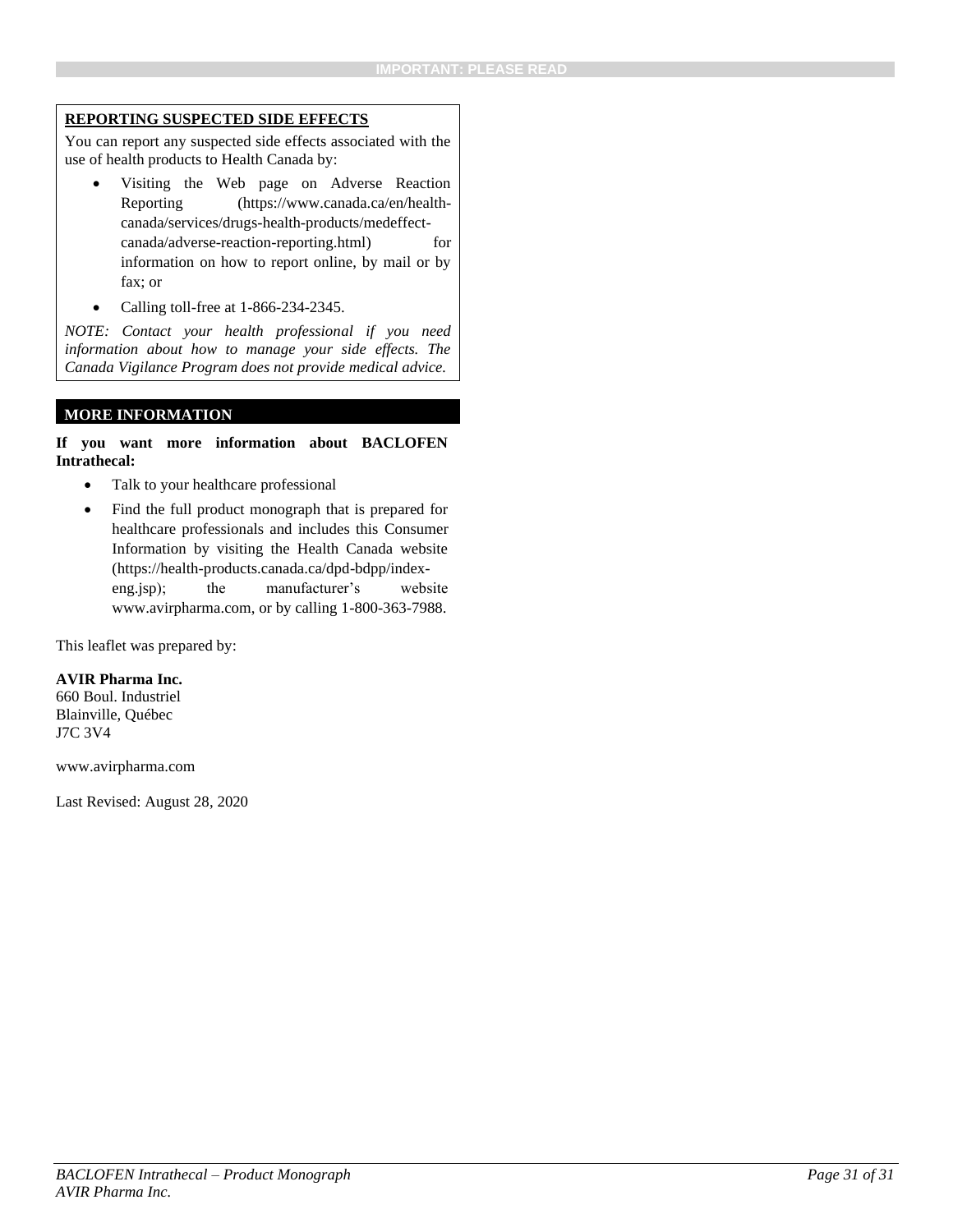**REPORTING SUSPECTED SIDE EFFECTS**

You can report any suspected side effects associated with the use of health products to Health Canada by:

- Visiting the Web page on Adverse Reaction Reporting (https://www.canada.ca/en/health-canada/services/drugs-health-products/medeffect-canada/adverse-reaction-reporting.html) for information on how to report online, by mail or by fax; or
- Calling toll-free at 1-866-234-2345.

*NOTE: Contact your health professional if you need information about how to manage your side effects. The Canada Vigilance Program does not provide medical advice.*

## MORE INFORMATION

**If you want more information about BACLOFEN Intrathecal:**

- Talk to your healthcare professional
- Find the full product monograph that is prepared for healthcare professionals and includes this Consumer Information by visiting the Health Canada website (https://health-products.canada.ca/dpd-bdpp/index-eng.jsp); the manufacturer's website www.avirpharma.com, or by calling 1-800-363-7988.

This leaflet was prepared by:

**AVIR Pharma Inc.**
660 Boul. Industriel
Blainville, Québec
J7C 3V4

www.avirpharma.com

Last Revised: August 28, 2020